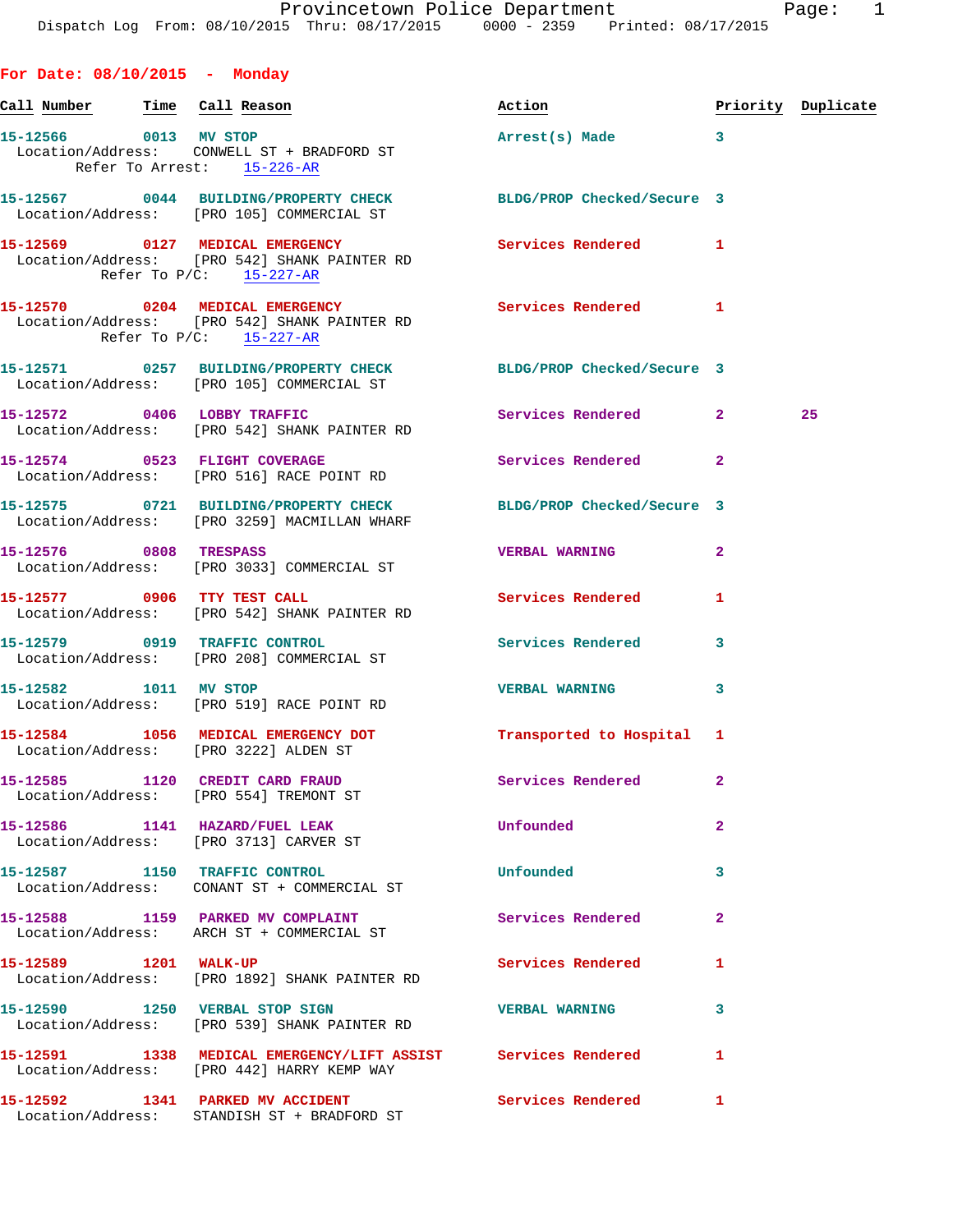Provincetown Police Department
Dispatch Log From: 08/10/2015 Thru: 08/17/2015 0000 - 2359 Printed: 08/17/2015

## For Date: 08/10/2015 - Monday

| Call Number | Time | Call Reason | Action | Priority | Duplicate |
|---|---|---|---|---|---|
| 15-12566 | 0013 | MV STOP<br>Location/Address: CONWELL ST + BRADFORD ST<br>Refer To Arrest: 15-226-AR | Arrest(s) Made | 3 | |
| 15-12567 | 0044 | BUILDING/PROPERTY CHECK<br>Location/Address: [PRO 105] COMMERCIAL ST | BLDG/PROP Checked/Secure | 3 | |
| 15-12569 | 0127 | MEDICAL EMERGENCY<br>Location/Address: [PRO 542] SHANK PAINTER RD<br>Refer To P/C: 15-227-AR | Services Rendered | 1 | |
| 15-12570 | 0204 | MEDICAL EMERGENCY<br>Location/Address: [PRO 542] SHANK PAINTER RD<br>Refer To P/C: 15-227-AR | Services Rendered | 1 | |
| 15-12571 | 0257 | BUILDING/PROPERTY CHECK<br>Location/Address: [PRO 105] COMMERCIAL ST | BLDG/PROP Checked/Secure | 3 | |
| 15-12572 | 0406 | LOBBY TRAFFIC<br>Location/Address: [PRO 542] SHANK PAINTER RD | Services Rendered | 2 | 25 |
| 15-12574 | 0523 | FLIGHT COVERAGE<br>Location/Address: [PRO 516] RACE POINT RD | Services Rendered | 2 | |
| 15-12575 | 0721 | BUILDING/PROPERTY CHECK<br>Location/Address: [PRO 3259] MACMILLAN WHARF | BLDG/PROP Checked/Secure | 3 | |
| 15-12576 | 0808 | TRESPASS<br>Location/Address: [PRO 3033] COMMERCIAL ST | VERBAL WARNING | 2 | |
| 15-12577 | 0906 | TTY TEST CALL<br>Location/Address: [PRO 542] SHANK PAINTER RD | Services Rendered | 1 | |
| 15-12579 | 0919 | TRAFFIC CONTROL<br>Location/Address: [PRO 208] COMMERCIAL ST | Services Rendered | 3 | |
| 15-12582 | 1011 | MV STOP<br>Location/Address: [PRO 519] RACE POINT RD | VERBAL WARNING | 3 | |
| 15-12584 | 1056 | MEDICAL EMERGENCY DOT<br>Location/Address: [PRO 3222] ALDEN ST | Transported to Hospital | 1 | |
| 15-12585 | 1120 | CREDIT CARD FRAUD<br>Location/Address: [PRO 554] TREMONT ST | Services Rendered | 2 | |
| 15-12586 | 1141 | HAZARD/FUEL LEAK<br>Location/Address: [PRO 3713] CARVER ST | Unfounded | 2 | |
| 15-12587 | 1150 | TRAFFIC CONTROL<br>Location/Address: CONANT ST + COMMERCIAL ST | Unfounded | 3 | |
| 15-12588 | 1159 | PARKED MV COMPLAINT<br>Location/Address: ARCH ST + COMMERCIAL ST | Services Rendered | 2 | |
| 15-12589 | 1201 | WALK-UP<br>Location/Address: [PRO 1892] SHANK PAINTER RD | Services Rendered | 1 | |
| 15-12590 | 1250 | VERBAL STOP SIGN<br>Location/Address: [PRO 539] SHANK PAINTER RD | VERBAL WARNING | 3 | |
| 15-12591 | 1338 | MEDICAL EMERGENCY/LIFT ASSIST<br>Location/Address: [PRO 442] HARRY KEMP WAY | Services Rendered | 1 | |
| 15-12592 | 1341 | PARKED MV ACCIDENT<br>Location/Address: STANDISH ST + BRADFORD ST | Services Rendered | 1 | |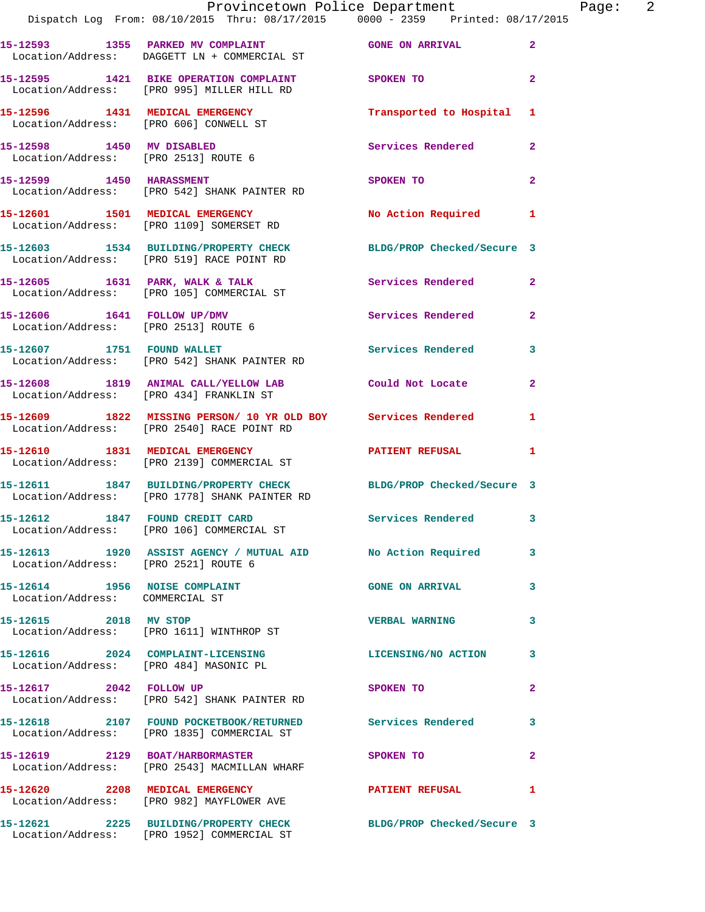15-12593 1355 PARKED MV COMPLAINT GONE ON ARRIVAL 2
Location/Address: DAGGETT LN + COMMERCIAL ST

15-12595 1421 BIKE OPERATION COMPLAINT SPOKEN TO 2
Location/Address: [PRO 995] MILLER HILL RD

15-12596 1431 MEDICAL EMERGENCY Transported to Hospital 1
Location/Address: [PRO 606] CONWELL ST

15-12598 1450 MV DISABLED Services Rendered 2
Location/Address: [PRO 2513] ROUTE 6

15-12599 1450 HARASSMENT SPOKEN TO 2
Location/Address: [PRO 542] SHANK PAINTER RD

15-12601 1501 MEDICAL EMERGENCY No Action Required 1
Location/Address: [PRO 1109] SOMERSET RD

15-12603 1534 BUILDING/PROPERTY CHECK BLDG/PROP Checked/Secure 3
Location/Address: [PRO 519] RACE POINT RD

15-12605 1631 PARK, WALK & TALK Services Rendered 2
Location/Address: [PRO 105] COMMERCIAL ST

15-12606 1641 FOLLOW UP/DMV Services Rendered 2
Location/Address: [PRO 2513] ROUTE 6

15-12607 1751 FOUND WALLET Services Rendered 3
Location/Address: [PRO 542] SHANK PAINTER RD

15-12608 1819 ANIMAL CALL/YELLOW LAB Could Not Locate 2
Location/Address: [PRO 434] FRANKLIN ST

15-12609 1822 MISSING PERSON/ 10 YR OLD BOY Services Rendered 1
Location/Address: [PRO 2540] RACE POINT RD

15-12610 1831 MEDICAL EMERGENCY PATIENT REFUSAL 1
Location/Address: [PRO 2139] COMMERCIAL ST

15-12611 1847 BUILDING/PROPERTY CHECK BLDG/PROP Checked/Secure 3
Location/Address: [PRO 1778] SHANK PAINTER RD

15-12612 1847 FOUND CREDIT CARD Services Rendered 3
Location/Address: [PRO 106] COMMERCIAL ST

15-12613 1920 ASSIST AGENCY / MUTUAL AID No Action Required 3
Location/Address: [PRO 2521] ROUTE 6

15-12614 1956 NOISE COMPLAINT GONE ON ARRIVAL 3
Location/Address: COMMERCIAL ST

15-12615 2018 MV STOP VERBAL WARNING 3
Location/Address: [PRO 1611] WINTHROP ST

15-12616 2024 COMPLAINT-LICENSING LICENSING/NO ACTION 3
Location/Address: [PRO 484] MASONIC PL

15-12617 2042 FOLLOW UP SPOKEN TO 2
Location/Address: [PRO 542] SHANK PAINTER RD

15-12618 2107 FOUND POCKETBOOK/RETURNED Services Rendered 3
Location/Address: [PRO 1835] COMMERCIAL ST

15-12619 2129 BOAT/HARBORMASTER SPOKEN TO 2
Location/Address: [PRO 2543] MACMILLAN WHARF

15-12620 2208 MEDICAL EMERGENCY PATIENT REFUSAL 1
Location/Address: [PRO 982] MAYFLOWER AVE

15-12621 2225 BUILDING/PROPERTY CHECK BLDG/PROP Checked/Secure 3
Location/Address: [PRO 1952] COMMERCIAL ST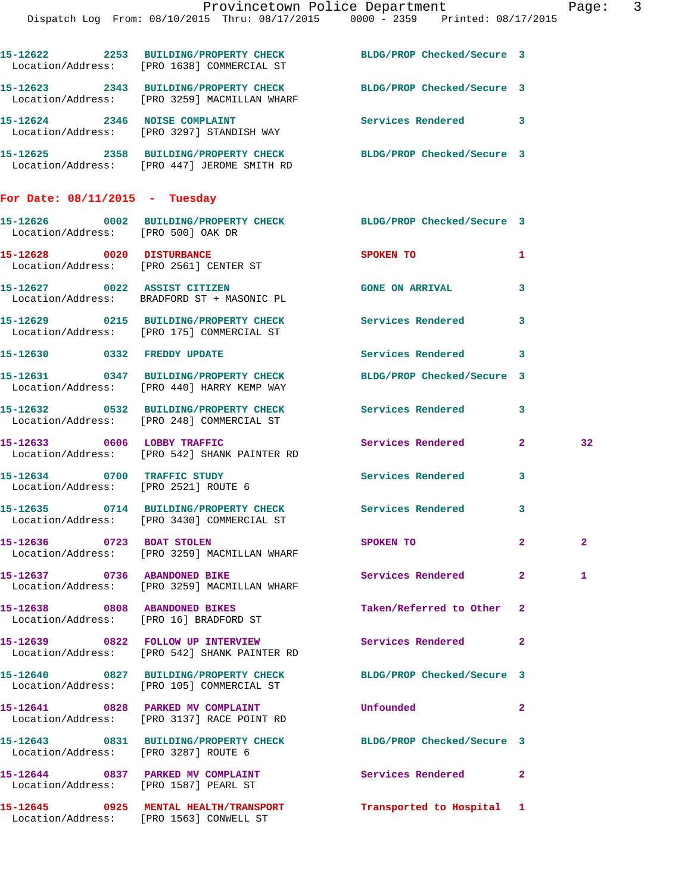15-12622 2253 BUILDING/PROPERTY CHECK BLDG/PROP Checked/Secure 3
Location/Address: [PRO 1638] COMMERCIAL ST

15-12623 2343 BUILDING/PROPERTY CHECK BLDG/PROP Checked/Secure 3
Location/Address: [PRO 3259] MACMILLAN WHARF

15-12624 2346 NOISE COMPLAINT Services Rendered 3
Location/Address: [PRO 3297] STANDISH WAY

15-12625 2358 BUILDING/PROPERTY CHECK BLDG/PROP Checked/Secure 3
Location/Address: [PRO 447] JEROME SMITH RD

## For Date: 08/11/2015 - Tuesday

15-12626 0002 BUILDING/PROPERTY CHECK BLDG/PROP Checked/Secure 3
Location/Address: [PRO 500] OAK DR

15-12628 0020 DISTURBANCE SPOKEN TO 1
Location/Address: [PRO 2561] CENTER ST

15-12627 0022 ASSIST CITIZEN GONE ON ARRIVAL 3
Location/Address: BRADFORD ST + MASONIC PL

15-12629 0215 BUILDING/PROPERTY CHECK Services Rendered 3
Location/Address: [PRO 175] COMMERCIAL ST

15-12630 0332 FREDDY UPDATE Services Rendered 3

15-12631 0347 BUILDING/PROPERTY CHECK BLDG/PROP Checked/Secure 3
Location/Address: [PRO 440] HARRY KEMP WAY

15-12632 0532 BUILDING/PROPERTY CHECK Services Rendered 3
Location/Address: [PRO 248] COMMERCIAL ST

15-12633 0606 LOBBY TRAFFIC Services Rendered 2 32
Location/Address: [PRO 542] SHANK PAINTER RD

15-12634 0700 TRAFFIC STUDY Services Rendered 3
Location/Address: [PRO 2521] ROUTE 6

15-12635 0714 BUILDING/PROPERTY CHECK Services Rendered 3
Location/Address: [PRO 3430] COMMERCIAL ST

15-12636 0723 BOAT STOLEN SPOKEN TO 2 2
Location/Address: [PRO 3259] MACMILLAN WHARF

15-12637 0736 ABANDONED BIKE Services Rendered 2 1
Location/Address: [PRO 3259] MACMILLAN WHARF

15-12638 0808 ABANDONED BIKES Taken/Referred to Other 2
Location/Address: [PRO 16] BRADFORD ST

15-12639 0822 FOLLOW UP INTERVIEW Services Rendered 2
Location/Address: [PRO 542] SHANK PAINTER RD

15-12640 0827 BUILDING/PROPERTY CHECK BLDG/PROP Checked/Secure 3
Location/Address: [PRO 105] COMMERCIAL ST

15-12641 0828 PARKED MV COMPLAINT Unfounded 2
Location/Address: [PRO 3137] RACE POINT RD

15-12643 0831 BUILDING/PROPERTY CHECK BLDG/PROP Checked/Secure 3
Location/Address: [PRO 3287] ROUTE 6

15-12644 0837 PARKED MV COMPLAINT Services Rendered 2
Location/Address: [PRO 1587] PEARL ST

15-12645 0925 MENTAL HEALTH/TRANSPORT Transported to Hospital 1
Location/Address: [PRO 1563] CONWELL ST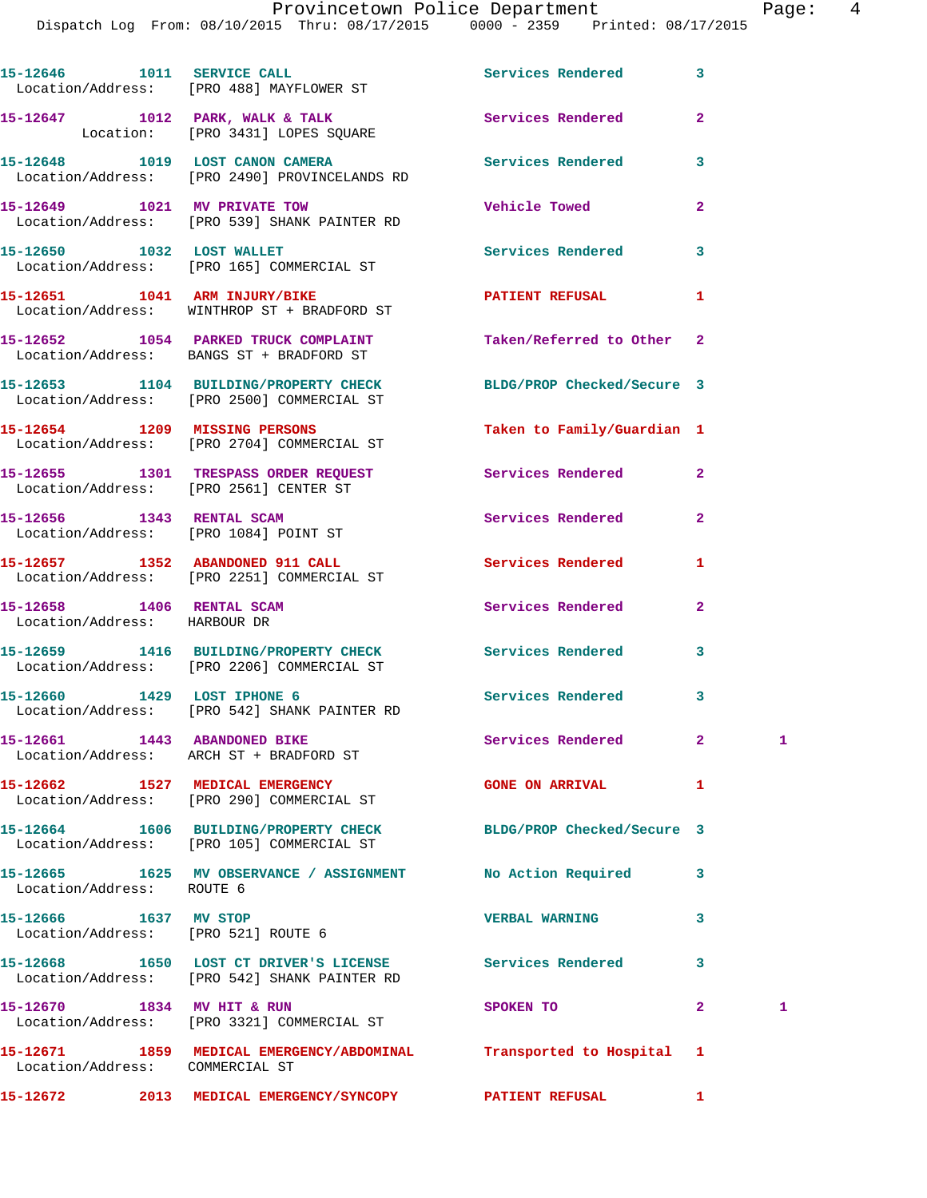15-12646 1011 SERVICE CALL Services Rendered 3
Location/Address: [PRO 488] MAYFLOWER ST

15-12647 1012 PARK, WALK & TALK Services Rendered 2
Location: [PRO 3431] LOPES SQUARE

15-12648 1019 LOST CANON CAMERA Services Rendered 3
Location/Address: [PRO 2490] PROVINCELANDS RD

15-12649 1021 MV PRIVATE TOW Vehicle Towed 2
Location/Address: [PRO 539] SHANK PAINTER RD

15-12650 1032 LOST WALLET Services Rendered 3
Location/Address: [PRO 165] COMMERCIAL ST

15-12651 1041 ARM INJURY/BIKE PATIENT REFUSAL 1
Location/Address: WINTHROP ST + BRADFORD ST

15-12652 1054 PARKED TRUCK COMPLAINT Taken/Referred to Other 2
Location/Address: BANGS ST + BRADFORD ST

15-12653 1104 BUILDING/PROPERTY CHECK BLDG/PROP Checked/Secure 3
Location/Address: [PRO 2500] COMMERCIAL ST

15-12654 1209 MISSING PERSONS Taken to Family/Guardian 1
Location/Address: [PRO 2704] COMMERCIAL ST

15-12655 1301 TRESPASS ORDER REQUEST Services Rendered 2
Location/Address: [PRO 2561] CENTER ST

15-12656 1343 RENTAL SCAM Services Rendered 2
Location/Address: [PRO 1084] POINT ST

15-12657 1352 ABANDONED 911 CALL Services Rendered 1
Location/Address: [PRO 2251] COMMERCIAL ST

15-12658 1406 RENTAL SCAM Services Rendered 2
Location/Address: HARBOUR DR

15-12659 1416 BUILDING/PROPERTY CHECK Services Rendered 3
Location/Address: [PRO 2206] COMMERCIAL ST

15-12660 1429 LOST IPHONE 6 Services Rendered 3
Location/Address: [PRO 542] SHANK PAINTER RD

15-12661 1443 ABANDONED BIKE Services Rendered 2 1
Location/Address: ARCH ST + BRADFORD ST

15-12662 1527 MEDICAL EMERGENCY GONE ON ARRIVAL 1
Location/Address: [PRO 290] COMMERCIAL ST

15-12664 1606 BUILDING/PROPERTY CHECK BLDG/PROP Checked/Secure 3
Location/Address: [PRO 105] COMMERCIAL ST

15-12665 1625 MV OBSERVANCE / ASSIGNMENT No Action Required 3
Location/Address: ROUTE 6

15-12666 1637 MV STOP VERBAL WARNING 3
Location/Address: [PRO 521] ROUTE 6

15-12668 1650 LOST CT DRIVER'S LICENSE Services Rendered 3
Location/Address: [PRO 542] SHANK PAINTER RD

15-12670 1834 MV HIT & RUN SPOKEN TO 2 1
Location/Address: [PRO 3321] COMMERCIAL ST

15-12671 1859 MEDICAL EMERGENCY/ABDOMINAL Transported to Hospital 1
Location/Address: COMMERCIAL ST

15-12672 2013 MEDICAL EMERGENCY/SYNCOPY PATIENT REFUSAL 1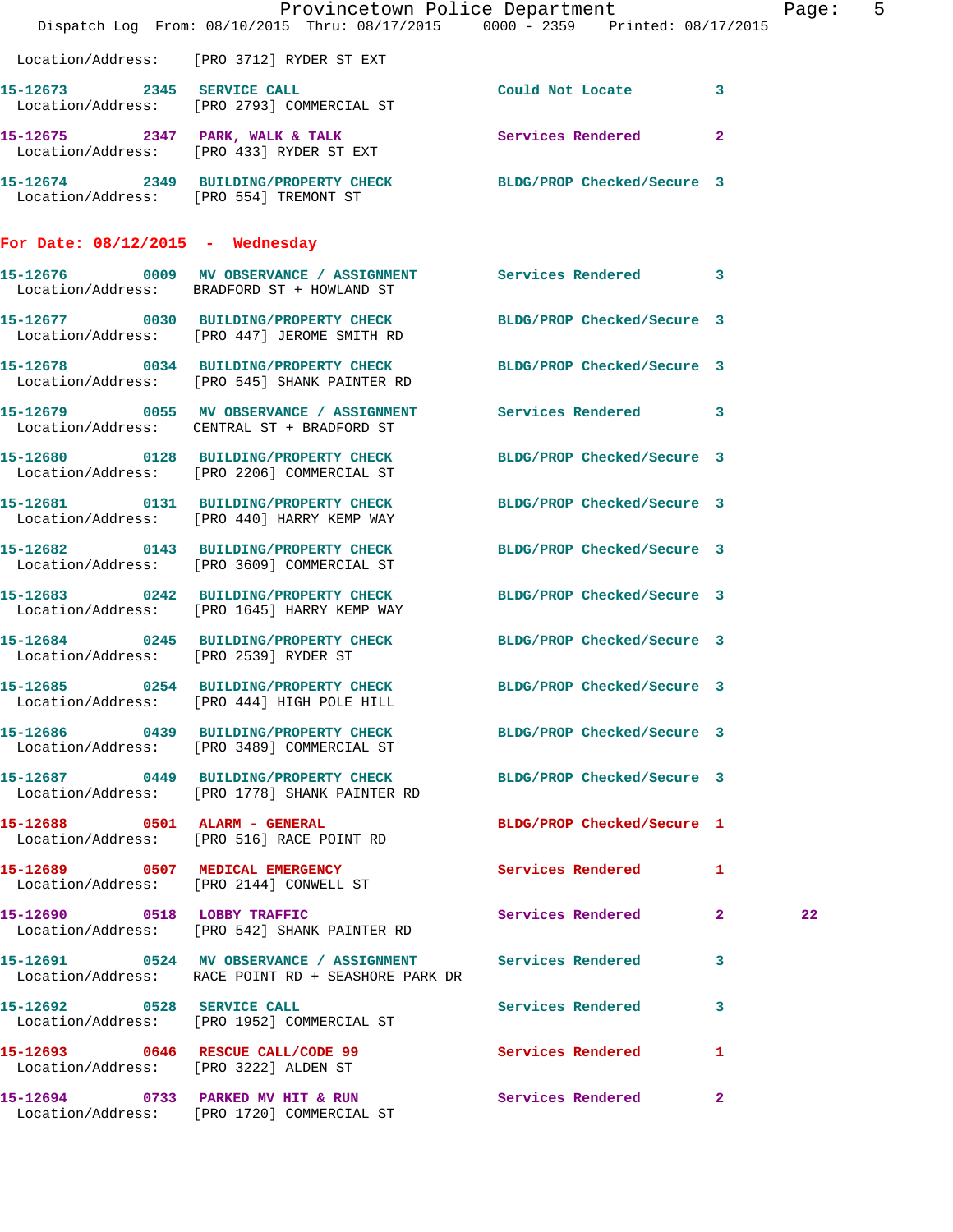Location/Address: [PRO 3712] RYDER ST EXT

| Call No. | Time | Call Reason | Action | Priority | |
|---|---|---|---|---|---|
| 15-12673 | 2345 | SERVICE CALL | Could Not Locate | 3 | |
| | | Location/Address: [PRO 2793] COMMERCIAL ST | | | |
| 15-12675 | 2347 | PARK, WALK & TALK | Services Rendered | 2 | |
| | | Location/Address: [PRO 433] RYDER ST EXT | | | |
| 15-12674 | 2349 | BUILDING/PROPERTY CHECK | BLDG/PROP Checked/Secure | 3 | |
| | | Location/Address: [PRO 554] TREMONT ST | | | |

## For Date: 08/12/2015 - Wednesday

| Call No. | Time | Call Reason | Action | Priority | |
|---|---|---|---|---|---|
| 15-12676 | 0009 | MV OBSERVANCE / ASSIGNMENT | Services Rendered | 3 | |
| | | Location/Address: BRADFORD ST + HOWLAND ST | | | |
| 15-12677 | 0030 | BUILDING/PROPERTY CHECK | BLDG/PROP Checked/Secure | 3 | |
| | | Location/Address: [PRO 447] JEROME SMITH RD | | | |
| 15-12678 | 0034 | BUILDING/PROPERTY CHECK | BLDG/PROP Checked/Secure | 3 | |
| | | Location/Address: [PRO 545] SHANK PAINTER RD | | | |
| 15-12679 | 0055 | MV OBSERVANCE / ASSIGNMENT | Services Rendered | 3 | |
| | | Location/Address: CENTRAL ST + BRADFORD ST | | | |
| 15-12680 | 0128 | BUILDING/PROPERTY CHECK | BLDG/PROP Checked/Secure | 3 | |
| | | Location/Address: [PRO 2206] COMMERCIAL ST | | | |
| 15-12681 | 0131 | BUILDING/PROPERTY CHECK | BLDG/PROP Checked/Secure | 3 | |
| | | Location/Address: [PRO 440] HARRY KEMP WAY | | | |
| 15-12682 | 0143 | BUILDING/PROPERTY CHECK | BLDG/PROP Checked/Secure | 3 | |
| | | Location/Address: [PRO 3609] COMMERCIAL ST | | | |
| 15-12683 | 0242 | BUILDING/PROPERTY CHECK | BLDG/PROP Checked/Secure | 3 | |
| | | Location/Address: [PRO 1645] HARRY KEMP WAY | | | |
| 15-12684 | 0245 | BUILDING/PROPERTY CHECK | BLDG/PROP Checked/Secure | 3 | |
| | | Location/Address: [PRO 2539] RYDER ST | | | |
| 15-12685 | 0254 | BUILDING/PROPERTY CHECK | BLDG/PROP Checked/Secure | 3 | |
| | | Location/Address: [PRO 444] HIGH POLE HILL | | | |
| 15-12686 | 0439 | BUILDING/PROPERTY CHECK | BLDG/PROP Checked/Secure | 3 | |
| | | Location/Address: [PRO 3489] COMMERCIAL ST | | | |
| 15-12687 | 0449 | BUILDING/PROPERTY CHECK | BLDG/PROP Checked/Secure | 3 | |
| | | Location/Address: [PRO 1778] SHANK PAINTER RD | | | |
| 15-12688 | 0501 | ALARM - GENERAL | BLDG/PROP Checked/Secure | 1 | |
| | | Location/Address: [PRO 516] RACE POINT RD | | | |
| 15-12689 | 0507 | MEDICAL EMERGENCY | Services Rendered | 1 | |
| | | Location/Address: [PRO 2144] CONWELL ST | | | |
| 15-12690 | 0518 | LOBBY TRAFFIC | Services Rendered | 2 | 22 |
| | | Location/Address: [PRO 542] SHANK PAINTER RD | | | |
| 15-12691 | 0524 | MV OBSERVANCE / ASSIGNMENT | Services Rendered | 3 | |
| | | Location/Address: RACE POINT RD + SEASHORE PARK DR | | | |
| 15-12692 | 0528 | SERVICE CALL | Services Rendered | 3 | |
| | | Location/Address: [PRO 1952] COMMERCIAL ST | | | |
| 15-12693 | 0646 | RESCUE CALL/CODE 99 | Services Rendered | 1 | |
| | | Location/Address: [PRO 3222] ALDEN ST | | | |
| 15-12694 | 0733 | PARKED MV HIT & RUN | Services Rendered | 2 | |
| | | Location/Address: [PRO 1720] COMMERCIAL ST | | | |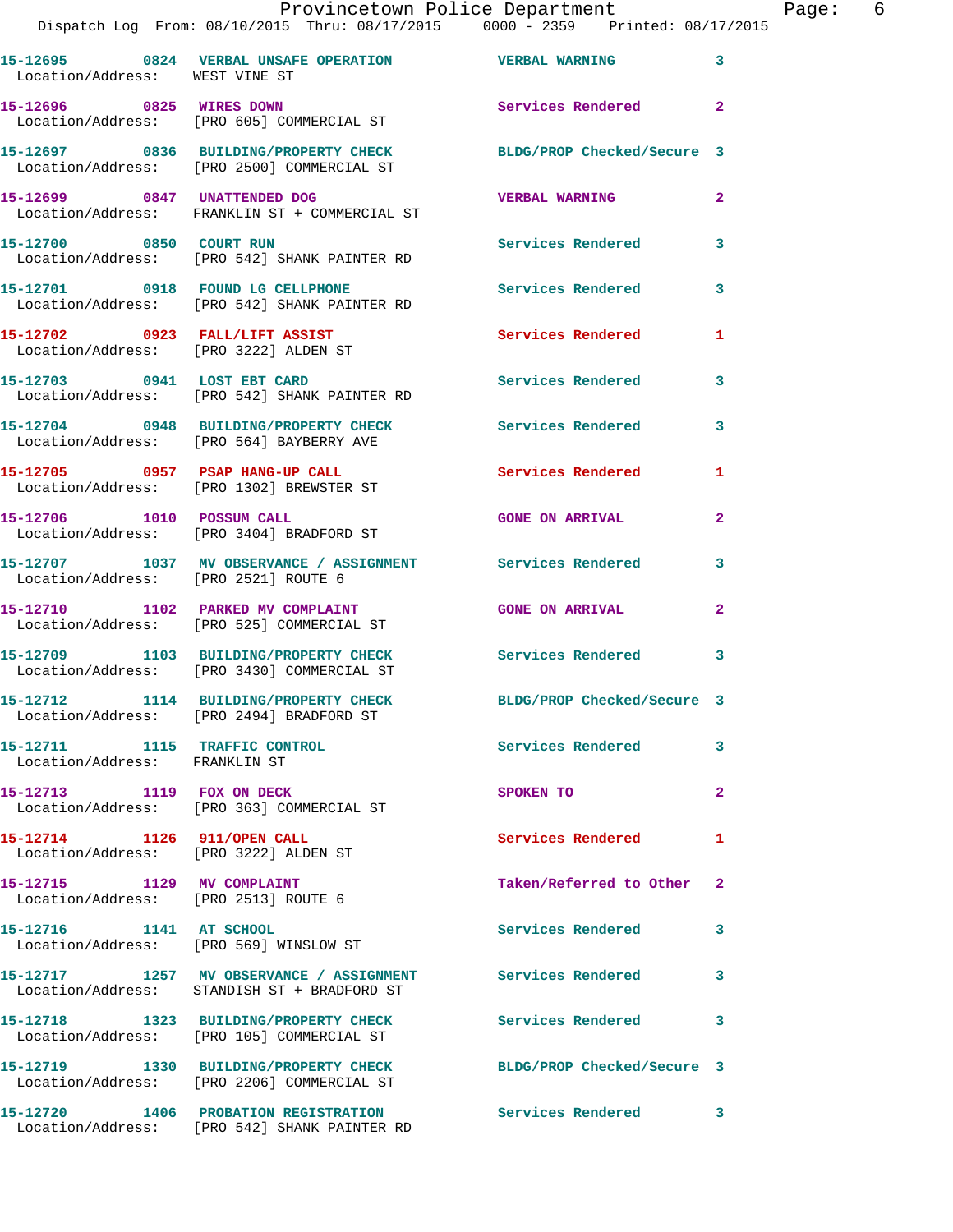15-12695 0824 VERBAL UNSAFE OPERATION VERBAL WARNING 3
Location/Address: WEST VINE ST

15-12696 0825 WIRES DOWN Services Rendered 2
Location/Address: [PRO 605] COMMERCIAL ST

15-12697 0836 BUILDING/PROPERTY CHECK BLDG/PROP Checked/Secure 3
Location/Address: [PRO 2500] COMMERCIAL ST

15-12699 0847 UNATTENDED DOG VERBAL WARNING 2
Location/Address: FRANKLIN ST + COMMERCIAL ST

15-12700 0850 COURT RUN Services Rendered 3
Location/Address: [PRO 542] SHANK PAINTER RD

15-12701 0918 FOUND LG CELLPHONE Services Rendered 3
Location/Address: [PRO 542] SHANK PAINTER RD

15-12702 0923 FALL/LIFT ASSIST Services Rendered 1
Location/Address: [PRO 3222] ALDEN ST

15-12703 0941 LOST EBT CARD Services Rendered 3
Location/Address: [PRO 542] SHANK PAINTER RD

15-12704 0948 BUILDING/PROPERTY CHECK Services Rendered 3
Location/Address: [PRO 564] BAYBERRY AVE

15-12705 0957 PSAP HANG-UP CALL Services Rendered 1
Location/Address: [PRO 1302] BREWSTER ST

15-12706 1010 POSSUM CALL GONE ON ARRIVAL 2
Location/Address: [PRO 3404] BRADFORD ST

15-12707 1037 MV OBSERVANCE / ASSIGNMENT Services Rendered 3
Location/Address: [PRO 2521] ROUTE 6

15-12710 1102 PARKED MV COMPLAINT GONE ON ARRIVAL 2
Location/Address: [PRO 525] COMMERCIAL ST

15-12709 1103 BUILDING/PROPERTY CHECK Services Rendered 3
Location/Address: [PRO 3430] COMMERCIAL ST

15-12712 1114 BUILDING/PROPERTY CHECK BLDG/PROP Checked/Secure 3
Location/Address: [PRO 2494] BRADFORD ST

15-12711 1115 TRAFFIC CONTROL Services Rendered 3
Location/Address: FRANKLIN ST

15-12713 1119 FOX ON DECK SPOKEN TO 2
Location/Address: [PRO 363] COMMERCIAL ST

15-12714 1126 911/OPEN CALL Services Rendered 1
Location/Address: [PRO 3222] ALDEN ST

15-12715 1129 MV COMPLAINT Taken/Referred to Other 2
Location/Address: [PRO 2513] ROUTE 6

15-12716 1141 AT SCHOOL Services Rendered 3
Location/Address: [PRO 569] WINSLOW ST

15-12717 1257 MV OBSERVANCE / ASSIGNMENT Services Rendered 3
Location/Address: STANDISH ST + BRADFORD ST

15-12718 1323 BUILDING/PROPERTY CHECK Services Rendered 3
Location/Address: [PRO 105] COMMERCIAL ST

15-12719 1330 BUILDING/PROPERTY CHECK BLDG/PROP Checked/Secure 3
Location/Address: [PRO 2206] COMMERCIAL ST

15-12720 1406 PROBATION REGISTRATION Services Rendered 3
Location/Address: [PRO 542] SHANK PAINTER RD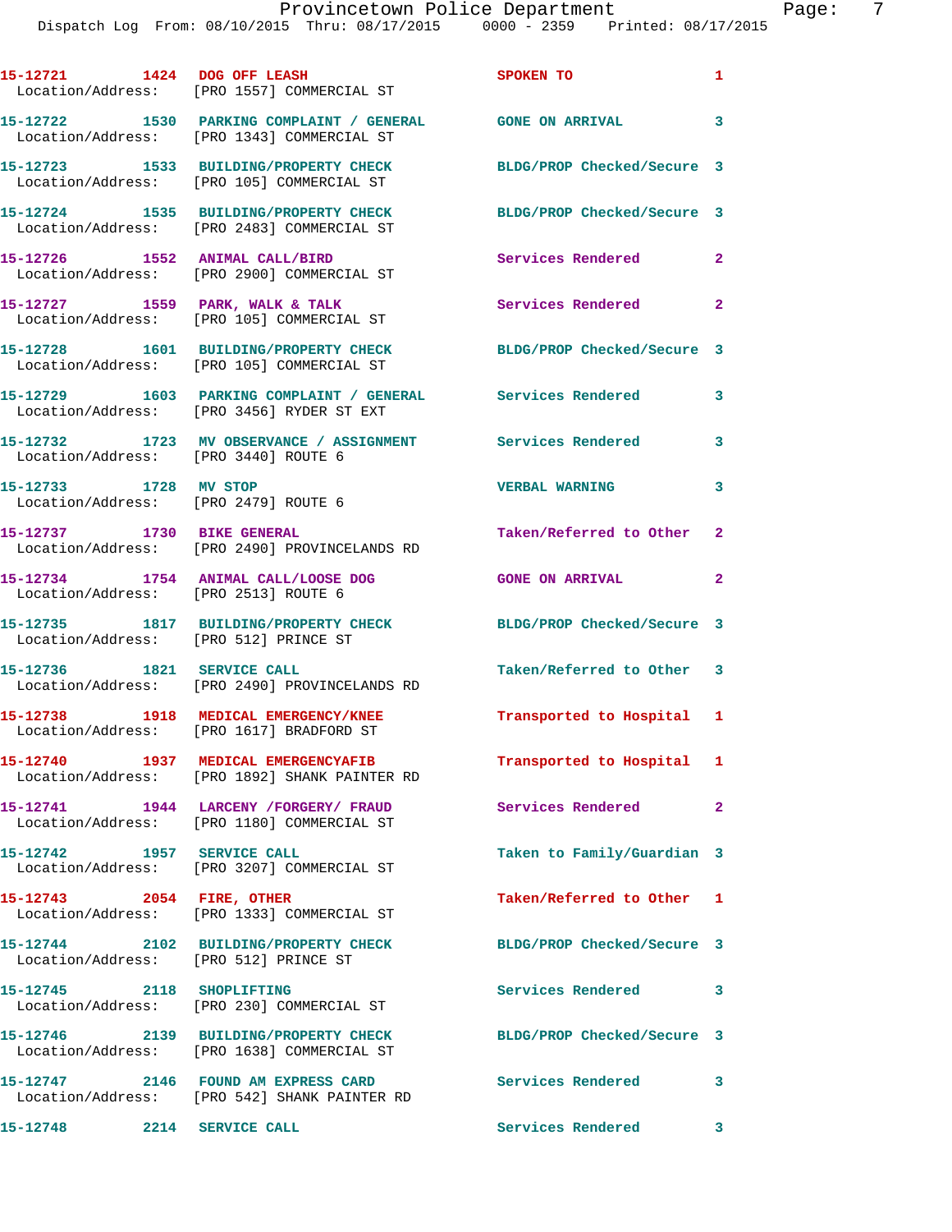15-12721 1424 DOG OFF LEASH SPOKEN TO 1
Location/Address: [PRO 1557] COMMERCIAL ST

15-12722 1530 PARKING COMPLAINT / GENERAL GONE ON ARRIVAL 3
Location/Address: [PRO 1343] COMMERCIAL ST

15-12723 1533 BUILDING/PROPERTY CHECK BLDG/PROP Checked/Secure 3
Location/Address: [PRO 105] COMMERCIAL ST

15-12724 1535 BUILDING/PROPERTY CHECK BLDG/PROP Checked/Secure 3
Location/Address: [PRO 2483] COMMERCIAL ST

15-12726 1552 ANIMAL CALL/BIRD Services Rendered 2
Location/Address: [PRO 2900] COMMERCIAL ST

15-12727 1559 PARK, WALK & TALK Services Rendered 2
Location/Address: [PRO 105] COMMERCIAL ST

15-12728 1601 BUILDING/PROPERTY CHECK BLDG/PROP Checked/Secure 3
Location/Address: [PRO 105] COMMERCIAL ST

15-12729 1603 PARKING COMPLAINT / GENERAL Services Rendered 3
Location/Address: [PRO 3456] RYDER ST EXT

15-12732 1723 MV OBSERVANCE / ASSIGNMENT Services Rendered 3
Location/Address: [PRO 3440] ROUTE 6

15-12733 1728 MV STOP VERBAL WARNING 3
Location/Address: [PRO 2479] ROUTE 6

15-12737 1730 BIKE GENERAL Taken/Referred to Other 2
Location/Address: [PRO 2490] PROVINCELANDS RD

15-12734 1754 ANIMAL CALL/LOOSE DOG GONE ON ARRIVAL 2
Location/Address: [PRO 2513] ROUTE 6

15-12735 1817 BUILDING/PROPERTY CHECK BLDG/PROP Checked/Secure 3
Location/Address: [PRO 512] PRINCE ST

15-12736 1821 SERVICE CALL Taken/Referred to Other 3
Location/Address: [PRO 2490] PROVINCELANDS RD

15-12738 1918 MEDICAL EMERGENCY/KNEE Transported to Hospital 1
Location/Address: [PRO 1617] BRADFORD ST

15-12740 1937 MEDICAL EMERGENCYAFIB Transported to Hospital 1
Location/Address: [PRO 1892] SHANK PAINTER RD

15-12741 1944 LARCENY /FORGERY/ FRAUD Services Rendered 2
Location/Address: [PRO 1180] COMMERCIAL ST

15-12742 1957 SERVICE CALL Taken to Family/Guardian 3
Location/Address: [PRO 3207] COMMERCIAL ST

15-12743 2054 FIRE, OTHER Taken/Referred to Other 1
Location/Address: [PRO 1333] COMMERCIAL ST

15-12744 2102 BUILDING/PROPERTY CHECK BLDG/PROP Checked/Secure 3
Location/Address: [PRO 512] PRINCE ST

15-12745 2118 SHOPLIFTING Services Rendered 3
Location/Address: [PRO 230] COMMERCIAL ST

15-12746 2139 BUILDING/PROPERTY CHECK BLDG/PROP Checked/Secure 3
Location/Address: [PRO 1638] COMMERCIAL ST

15-12747 2146 FOUND AM EXPRESS CARD Services Rendered 3
Location/Address: [PRO 542] SHANK PAINTER RD

15-12748 2214 SERVICE CALL Services Rendered 3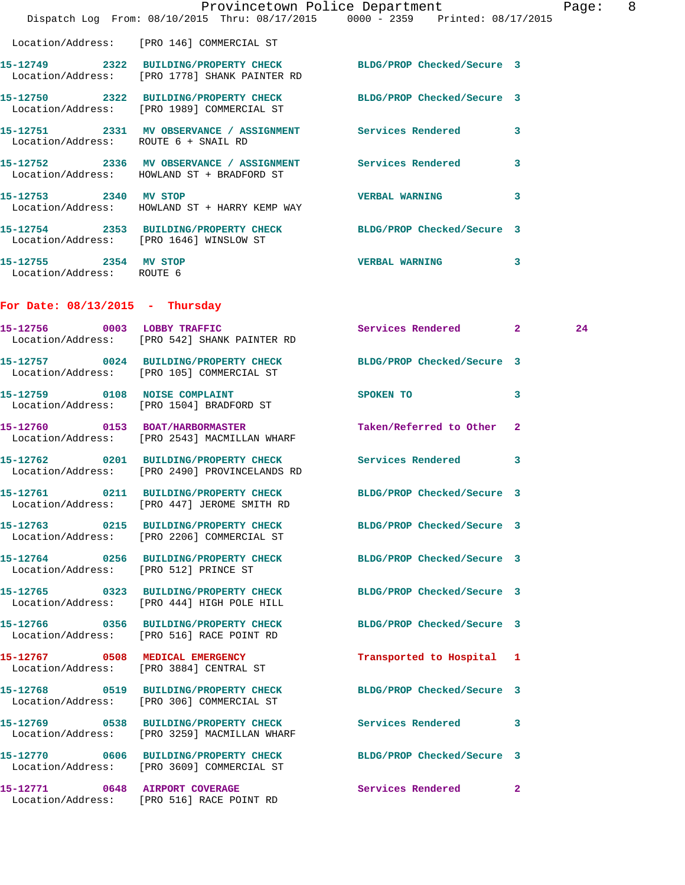Location/Address: [PRO 146] COMMERCIAL ST

**15-12749** 2322 **BUILDING/PROPERTY CHECK** BLDG/PROP Checked/Secure 3
Location/Address: [PRO 1778] SHANK PAINTER RD

**15-12750** 2322 **BUILDING/PROPERTY CHECK** BLDG/PROP Checked/Secure 3
Location/Address: [PRO 1989] COMMERCIAL ST

**15-12751** 2331 **MV OBSERVANCE / ASSIGNMENT** Services Rendered 3
Location/Address: ROUTE 6 + SNAIL RD

**15-12752** 2336 **MV OBSERVANCE / ASSIGNMENT** Services Rendered 3
Location/Address: HOWLAND ST + BRADFORD ST

**15-12753** 2340 **MV STOP** VERBAL WARNING 3
Location/Address: HOWLAND ST + HARRY KEMP WAY

**15-12754** 2353 **BUILDING/PROPERTY CHECK** BLDG/PROP Checked/Secure 3
Location/Address: [PRO 1646] WINSLOW ST

**15-12755** 2354 **MV STOP** VERBAL WARNING 3
Location/Address: ROUTE 6

## For Date: 08/13/2015 - Thursday

**15-12756** 0003 **LOBBY TRAFFIC** Services Rendered 2 24
Location/Address: [PRO 542] SHANK PAINTER RD

**15-12757** 0024 **BUILDING/PROPERTY CHECK** BLDG/PROP Checked/Secure 3
Location/Address: [PRO 105] COMMERCIAL ST

**15-12759** 0108 **NOISE COMPLAINT** SPOKEN TO 3
Location/Address: [PRO 1504] BRADFORD ST

**15-12760** 0153 **BOAT/HARBORMASTER** Taken/Referred to Other 2
Location/Address: [PRO 2543] MACMILLAN WHARF

**15-12762** 0201 **BUILDING/PROPERTY CHECK** Services Rendered 3
Location/Address: [PRO 2490] PROVINCELANDS RD

**15-12761** 0211 **BUILDING/PROPERTY CHECK** BLDG/PROP Checked/Secure 3
Location/Address: [PRO 447] JEROME SMITH RD

**15-12763** 0215 **BUILDING/PROPERTY CHECK** BLDG/PROP Checked/Secure 3
Location/Address: [PRO 2206] COMMERCIAL ST

**15-12764** 0256 **BUILDING/PROPERTY CHECK** BLDG/PROP Checked/Secure 3
Location/Address: [PRO 512] PRINCE ST

**15-12765** 0323 **BUILDING/PROPERTY CHECK** BLDG/PROP Checked/Secure 3
Location/Address: [PRO 444] HIGH POLE HILL

**15-12766** 0356 **BUILDING/PROPERTY CHECK** BLDG/PROP Checked/Secure 3
Location/Address: [PRO 516] RACE POINT RD

**15-12767** 0508 **MEDICAL EMERGENCY** Transported to Hospital 1
Location/Address: [PRO 3884] CENTRAL ST

**15-12768** 0519 **BUILDING/PROPERTY CHECK** BLDG/PROP Checked/Secure 3
Location/Address: [PRO 306] COMMERCIAL ST

**15-12769** 0538 **BUILDING/PROPERTY CHECK** Services Rendered 3
Location/Address: [PRO 3259] MACMILLAN WHARF

**15-12770** 0606 **BUILDING/PROPERTY CHECK** BLDG/PROP Checked/Secure 3
Location/Address: [PRO 3609] COMMERCIAL ST

**15-12771** 0648 **AIRPORT COVERAGE** Services Rendered 2
Location/Address: [PRO 516] RACE POINT RD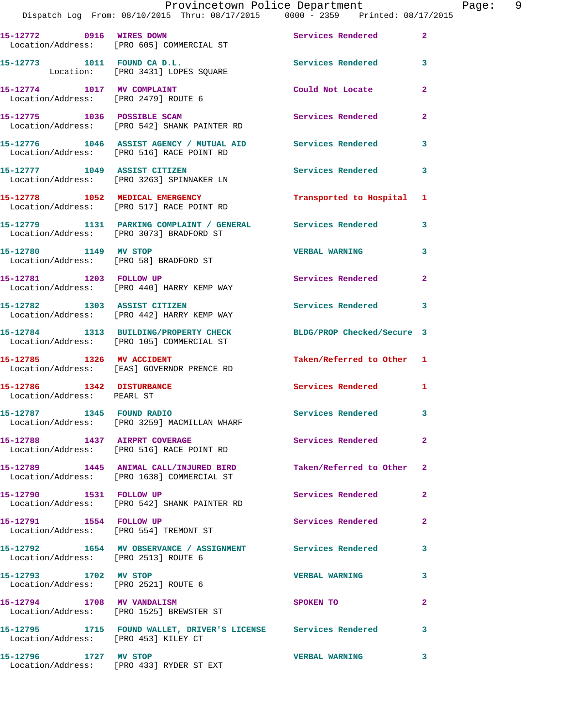15-12772 0916 WIRES DOWN Services Rendered 2
Location/Address: [PRO 605] COMMERCIAL ST

15-12773 1011 FOUND CA D.L. Services Rendered 3
Location: [PRO 3431] LOPES SQUARE

15-12774 1017 MV COMPLAINT Could Not Locate 2
Location/Address: [PRO 2479] ROUTE 6

15-12775 1036 POSSIBLE SCAM Services Rendered 2
Location/Address: [PRO 542] SHANK PAINTER RD

15-12776 1046 ASSIST AGENCY / MUTUAL AID Services Rendered 3
Location/Address: [PRO 516] RACE POINT RD

15-12777 1049 ASSIST CITIZEN Services Rendered 3
Location/Address: [PRO 3263] SPINNAKER LN

15-12778 1052 MEDICAL EMERGENCY Transported to Hospital 1
Location/Address: [PRO 517] RACE POINT RD

15-12779 1131 PARKING COMPLAINT / GENERAL Services Rendered 3
Location/Address: [PRO 3073] BRADFORD ST

15-12780 1149 MV STOP VERBAL WARNING 3
Location/Address: [PRO 58] BRADFORD ST

15-12781 1203 FOLLOW UP Services Rendered 2
Location/Address: [PRO 440] HARRY KEMP WAY

15-12782 1303 ASSIST CITIZEN Services Rendered 3
Location/Address: [PRO 442] HARRY KEMP WAY

15-12784 1313 BUILDING/PROPERTY CHECK BLDG/PROP Checked/Secure 3
Location/Address: [PRO 105] COMMERCIAL ST

15-12785 1326 MV ACCIDENT Taken/Referred to Other 1
Location/Address: [EAS] GOVERNOR PRENCE RD

15-12786 1342 DISTURBANCE Services Rendered 1
Location/Address: PEARL ST

15-12787 1345 FOUND RADIO Services Rendered 3
Location/Address: [PRO 3259] MACMILLAN WHARF

15-12788 1437 AIRPRT COVERAGE Services Rendered 2
Location/Address: [PRO 516] RACE POINT RD

15-12789 1445 ANIMAL CALL/INJURED BIRD Taken/Referred to Other 2
Location/Address: [PRO 1638] COMMERCIAL ST

15-12790 1531 FOLLOW UP Services Rendered 2
Location/Address: [PRO 542] SHANK PAINTER RD

15-12791 1554 FOLLOW UP Services Rendered 2
Location/Address: [PRO 554] TREMONT ST

15-12792 1654 MV OBSERVANCE / ASSIGNMENT Services Rendered 3
Location/Address: [PRO 2513] ROUTE 6

15-12793 1702 MV STOP VERBAL WARNING 3
Location/Address: [PRO 2521] ROUTE 6

15-12794 1708 MV VANDALISM SPOKEN TO 2
Location/Address: [PRO 1525] BREWSTER ST

15-12795 1715 FOUND WALLET, DRIVER'S LICENSE Services Rendered 3
Location/Address: [PRO 453] KILEY CT

15-12796 1727 MV STOP VERBAL WARNING 3
Location/Address: [PRO 433] RYDER ST EXT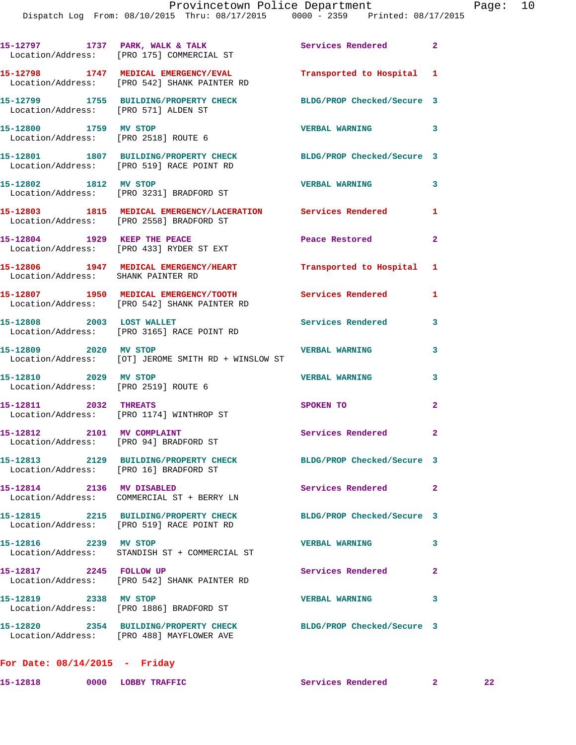15-12797 1737 PARK, WALK & TALK Services Rendered 2
Location/Address: [PRO 175] COMMERCIAL ST

15-12798 1747 MEDICAL EMERGENCY/EVAL Transported to Hospital 1
Location/Address: [PRO 542] SHANK PAINTER RD

15-12799 1755 BUILDING/PROPERTY CHECK BLDG/PROP Checked/Secure 3
Location/Address: [PRO 571] ALDEN ST

15-12800 1759 MV STOP VERBAL WARNING 3
Location/Address: [PRO 2518] ROUTE 6

15-12801 1807 BUILDING/PROPERTY CHECK BLDG/PROP Checked/Secure 3
Location/Address: [PRO 519] RACE POINT RD

15-12802 1812 MV STOP VERBAL WARNING 3
Location/Address: [PRO 3231] BRADFORD ST

15-12803 1815 MEDICAL EMERGENCY/LACERATION Services Rendered 1
Location/Address: [PRO 2558] BRADFORD ST

15-12804 1929 KEEP THE PEACE Peace Restored 2
Location/Address: [PRO 433] RYDER ST EXT

15-12806 1947 MEDICAL EMERGENCY/HEART Transported to Hospital 1
Location/Address: SHANK PAINTER RD

15-12807 1950 MEDICAL EMERGENCY/TOOTH Services Rendered 1
Location/Address: [PRO 542] SHANK PAINTER RD

15-12808 2003 LOST WALLET Services Rendered 3
Location/Address: [PRO 3165] RACE POINT RD

15-12809 2020 MV STOP VERBAL WARNING 3
Location/Address: [OT] JEROME SMITH RD + WINSLOW ST

15-12810 2029 MV STOP VERBAL WARNING 3
Location/Address: [PRO 2519] ROUTE 6

15-12811 2032 THREATS SPOKEN TO 2
Location/Address: [PRO 1174] WINTHROP ST

15-12812 2101 MV COMPLAINT Services Rendered 2
Location/Address: [PRO 94] BRADFORD ST

15-12813 2129 BUILDING/PROPERTY CHECK BLDG/PROP Checked/Secure 3
Location/Address: [PRO 16] BRADFORD ST

15-12814 2136 MV DISABLED Services Rendered 2
Location/Address: COMMERCIAL ST + BERRY LN

15-12815 2215 BUILDING/PROPERTY CHECK BLDG/PROP Checked/Secure 3
Location/Address: [PRO 519] RACE POINT RD

15-12816 2239 MV STOP VERBAL WARNING 3
Location/Address: STANDISH ST + COMMERCIAL ST

15-12817 2245 FOLLOW UP Services Rendered 2
Location/Address: [PRO 542] SHANK PAINTER RD

15-12819 2338 MV STOP VERBAL WARNING 3
Location/Address: [PRO 1886] BRADFORD ST

15-12820 2354 BUILDING/PROPERTY CHECK BLDG/PROP Checked/Secure 3
Location/Address: [PRO 488] MAYFLOWER AVE

**For Date: 08/14/2015 - Friday**

15-12818 0000 LOBBY TRAFFIC Services Rendered 2 22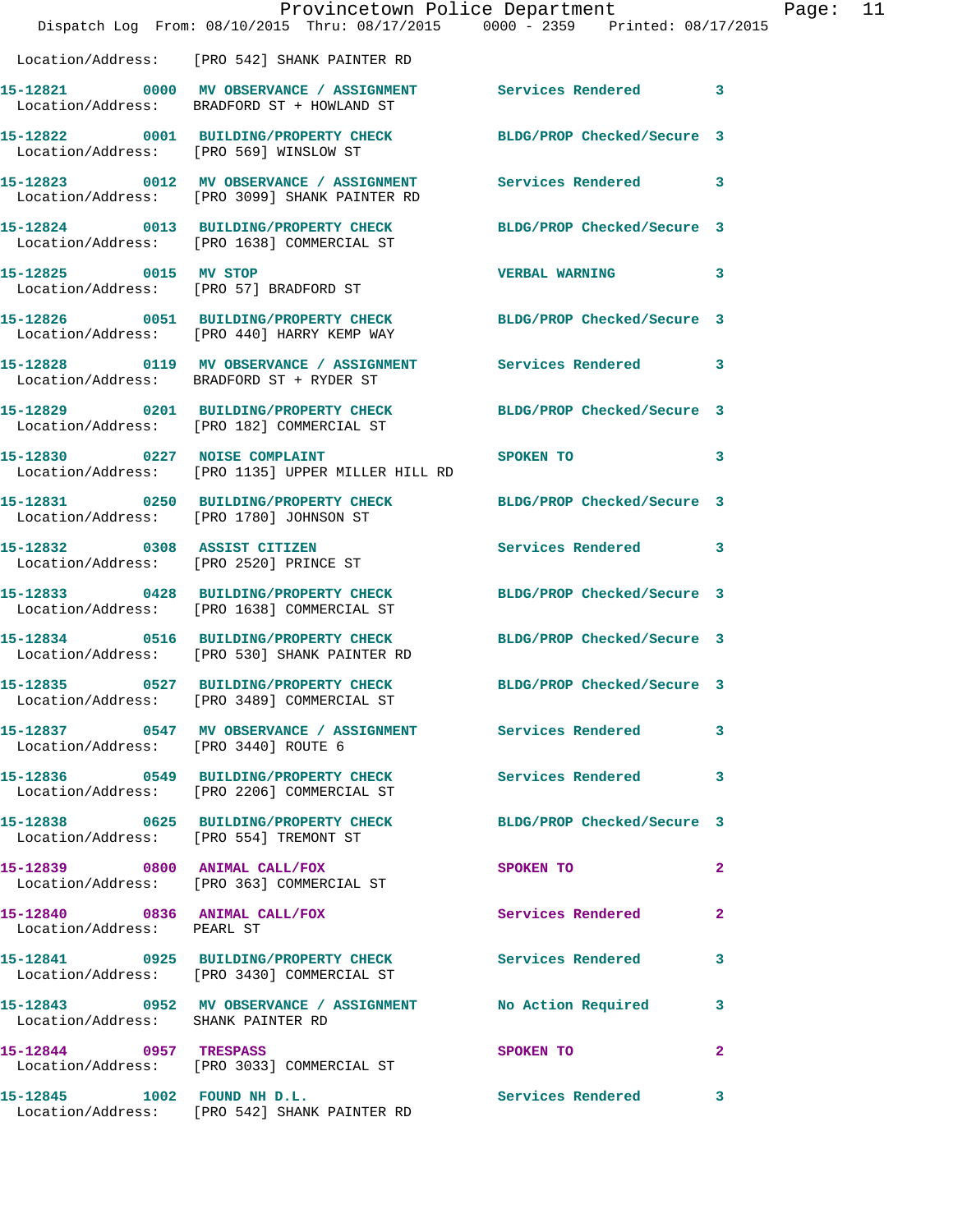Location/Address: [PRO 542] SHANK PAINTER RD

| Call # | Time | Call Type | Action | Priority |
|---|---|---|---|---|
| 15-12821 | 0000 | MV OBSERVANCE / ASSIGNMENT | Services Rendered | 3 |
| Location/Address: BRADFORD ST + HOWLAND ST | | | | |
| 15-12822 | 0001 | BUILDING/PROPERTY CHECK | BLDG/PROP Checked/Secure | 3 |
| Location/Address: [PRO 569] WINSLOW ST | | | | |
| 15-12823 | 0012 | MV OBSERVANCE / ASSIGNMENT | Services Rendered | 3 |
| Location/Address: [PRO 3099] SHANK PAINTER RD | | | | |
| 15-12824 | 0013 | BUILDING/PROPERTY CHECK | BLDG/PROP Checked/Secure | 3 |
| Location/Address: [PRO 1638] COMMERCIAL ST | | | | |
| 15-12825 | 0015 | MV STOP | VERBAL WARNING | 3 |
| Location/Address: [PRO 57] BRADFORD ST | | | | |
| 15-12826 | 0051 | BUILDING/PROPERTY CHECK | BLDG/PROP Checked/Secure | 3 |
| Location/Address: [PRO 440] HARRY KEMP WAY | | | | |
| 15-12828 | 0119 | MV OBSERVANCE / ASSIGNMENT | Services Rendered | 3 |
| Location/Address: BRADFORD ST + RYDER ST | | | | |
| 15-12829 | 0201 | BUILDING/PROPERTY CHECK | BLDG/PROP Checked/Secure | 3 |
| Location/Address: [PRO 182] COMMERCIAL ST | | | | |
| 15-12830 | 0227 | NOISE COMPLAINT | SPOKEN TO | 3 |
| Location/Address: [PRO 1135] UPPER MILLER HILL RD | | | | |
| 15-12831 | 0250 | BUILDING/PROPERTY CHECK | BLDG/PROP Checked/Secure | 3 |
| Location/Address: [PRO 1780] JOHNSON ST | | | | |
| 15-12832 | 0308 | ASSIST CITIZEN | Services Rendered | 3 |
| Location/Address: [PRO 2520] PRINCE ST | | | | |
| 15-12833 | 0428 | BUILDING/PROPERTY CHECK | BLDG/PROP Checked/Secure | 3 |
| Location/Address: [PRO 1638] COMMERCIAL ST | | | | |
| 15-12834 | 0516 | BUILDING/PROPERTY CHECK | BLDG/PROP Checked/Secure | 3 |
| Location/Address: [PRO 530] SHANK PAINTER RD | | | | |
| 15-12835 | 0527 | BUILDING/PROPERTY CHECK | BLDG/PROP Checked/Secure | 3 |
| Location/Address: [PRO 3489] COMMERCIAL ST | | | | |
| 15-12837 | 0547 | MV OBSERVANCE / ASSIGNMENT | Services Rendered | 3 |
| Location/Address: [PRO 3440] ROUTE 6 | | | | |
| 15-12836 | 0549 | BUILDING/PROPERTY CHECK | Services Rendered | 3 |
| Location/Address: [PRO 2206] COMMERCIAL ST | | | | |
| 15-12838 | 0625 | BUILDING/PROPERTY CHECK | BLDG/PROP Checked/Secure | 3 |
| Location/Address: [PRO 554] TREMONT ST | | | | |
| 15-12839 | 0800 | ANIMAL CALL/FOX | SPOKEN TO | 2 |
| Location/Address: [PRO 363] COMMERCIAL ST | | | | |
| 15-12840 | 0836 | ANIMAL CALL/FOX | Services Rendered | 2 |
| Location/Address: PEARL ST | | | | |
| 15-12841 | 0925 | BUILDING/PROPERTY CHECK | Services Rendered | 3 |
| Location/Address: [PRO 3430] COMMERCIAL ST | | | | |
| 15-12843 | 0952 | MV OBSERVANCE / ASSIGNMENT | No Action Required | 3 |
| Location/Address: SHANK PAINTER RD | | | | |
| 15-12844 | 0957 | TRESPASS | SPOKEN TO | 2 |
| Location/Address: [PRO 3033] COMMERCIAL ST | | | | |
| 15-12845 | 1002 | FOUND NH D.L. | Services Rendered | 3 |
| Location/Address: [PRO 542] SHANK PAINTER RD | | | | |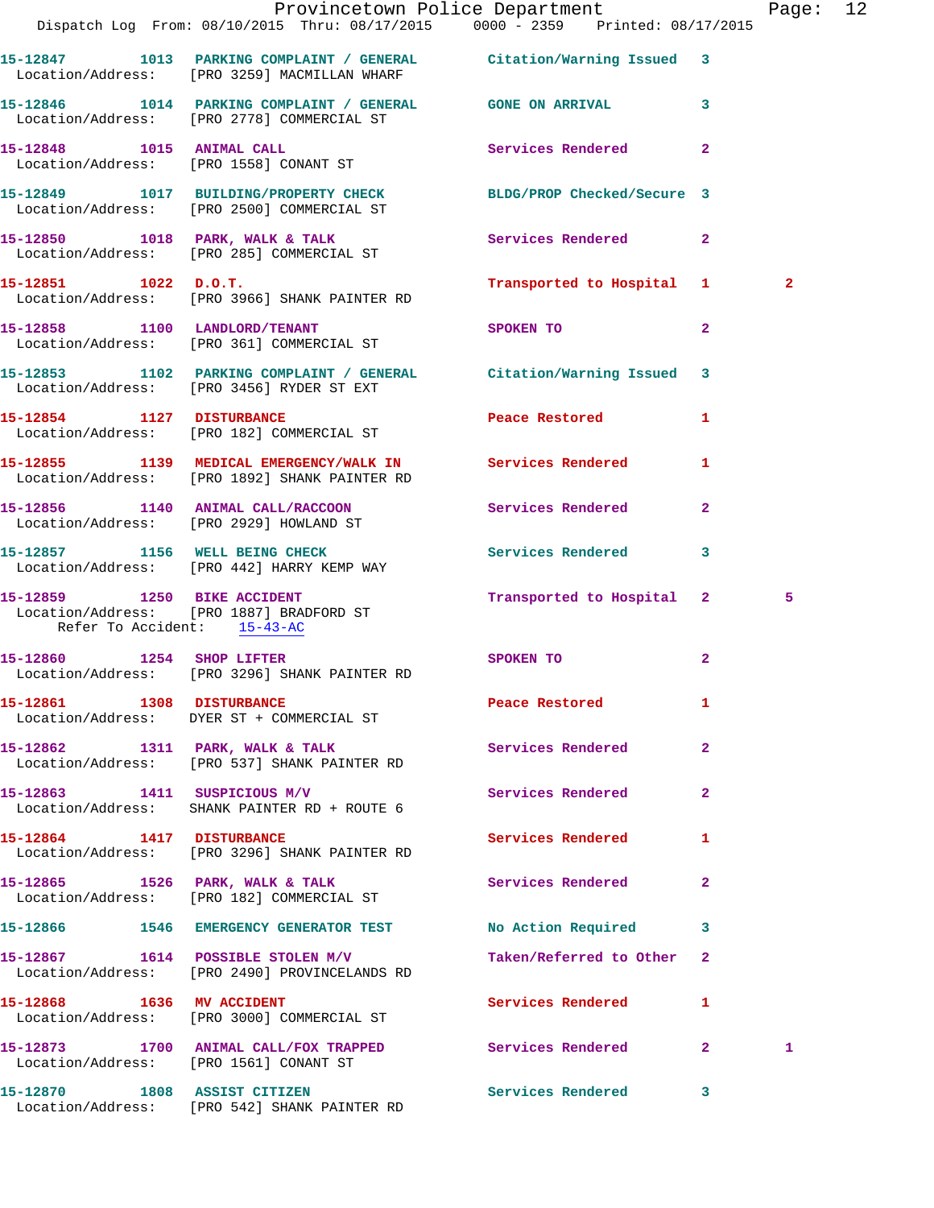15-12847 1013 PARKING COMPLAINT / GENERAL Citation/Warning Issued 3
Location/Address: [PRO 3259] MACMILLAN WHARF

15-12846 1014 PARKING COMPLAINT / GENERAL GONE ON ARRIVAL 3
Location/Address: [PRO 2778] COMMERCIAL ST

15-12848 1015 ANIMAL CALL Services Rendered 2
Location/Address: [PRO 1558] CONANT ST

15-12849 1017 BUILDING/PROPERTY CHECK BLDG/PROP Checked/Secure 3
Location/Address: [PRO 2500] COMMERCIAL ST

15-12850 1018 PARK, WALK & TALK Services Rendered 2
Location/Address: [PRO 285] COMMERCIAL ST

15-12851 1022 D.O.T. Transported to Hospital 1 2
Location/Address: [PRO 3966] SHANK PAINTER RD

15-12858 1100 LANDLORD/TENANT SPOKEN TO 2
Location/Address: [PRO 361] COMMERCIAL ST

15-12853 1102 PARKING COMPLAINT / GENERAL Citation/Warning Issued 3
Location/Address: [PRO 3456] RYDER ST EXT

15-12854 1127 DISTURBANCE Peace Restored 1
Location/Address: [PRO 182] COMMERCIAL ST

15-12855 1139 MEDICAL EMERGENCY/WALK IN Services Rendered 1
Location/Address: [PRO 1892] SHANK PAINTER RD

15-12856 1140 ANIMAL CALL/RACCOON Services Rendered 2
Location/Address: [PRO 2929] HOWLAND ST

15-12857 1156 WELL BEING CHECK Services Rendered 3
Location/Address: [PRO 442] HARRY KEMP WAY

15-12859 1250 BIKE ACCIDENT Transported to Hospital 2 5
Location/Address: [PRO 1887] BRADFORD ST
Refer To Accident: 15-43-AC

15-12860 1254 SHOP LIFTER SPOKEN TO 2
Location/Address: [PRO 3296] SHANK PAINTER RD

15-12861 1308 DISTURBANCE Peace Restored 1
Location/Address: DYER ST + COMMERCIAL ST

15-12862 1311 PARK, WALK & TALK Services Rendered 2
Location/Address: [PRO 537] SHANK PAINTER RD

15-12863 1411 SUSPICIOUS M/V Services Rendered 2
Location/Address: SHANK PAINTER RD + ROUTE 6

15-12864 1417 DISTURBANCE Services Rendered 1
Location/Address: [PRO 3296] SHANK PAINTER RD

15-12865 1526 PARK, WALK & TALK Services Rendered 2
Location/Address: [PRO 182] COMMERCIAL ST

15-12866 1546 EMERGENCY GENERATOR TEST No Action Required 3

15-12867 1614 POSSIBLE STOLEN M/V Taken/Referred to Other 2
Location/Address: [PRO 2490] PROVINCELANDS RD

15-12868 1636 MV ACCIDENT Services Rendered 1
Location/Address: [PRO 3000] COMMERCIAL ST

15-12873 1700 ANIMAL CALL/FOX TRAPPED Services Rendered 2 1
Location/Address: [PRO 1561] CONANT ST

15-12870 1808 ASSIST CITIZEN Services Rendered 3
Location/Address: [PRO 542] SHANK PAINTER RD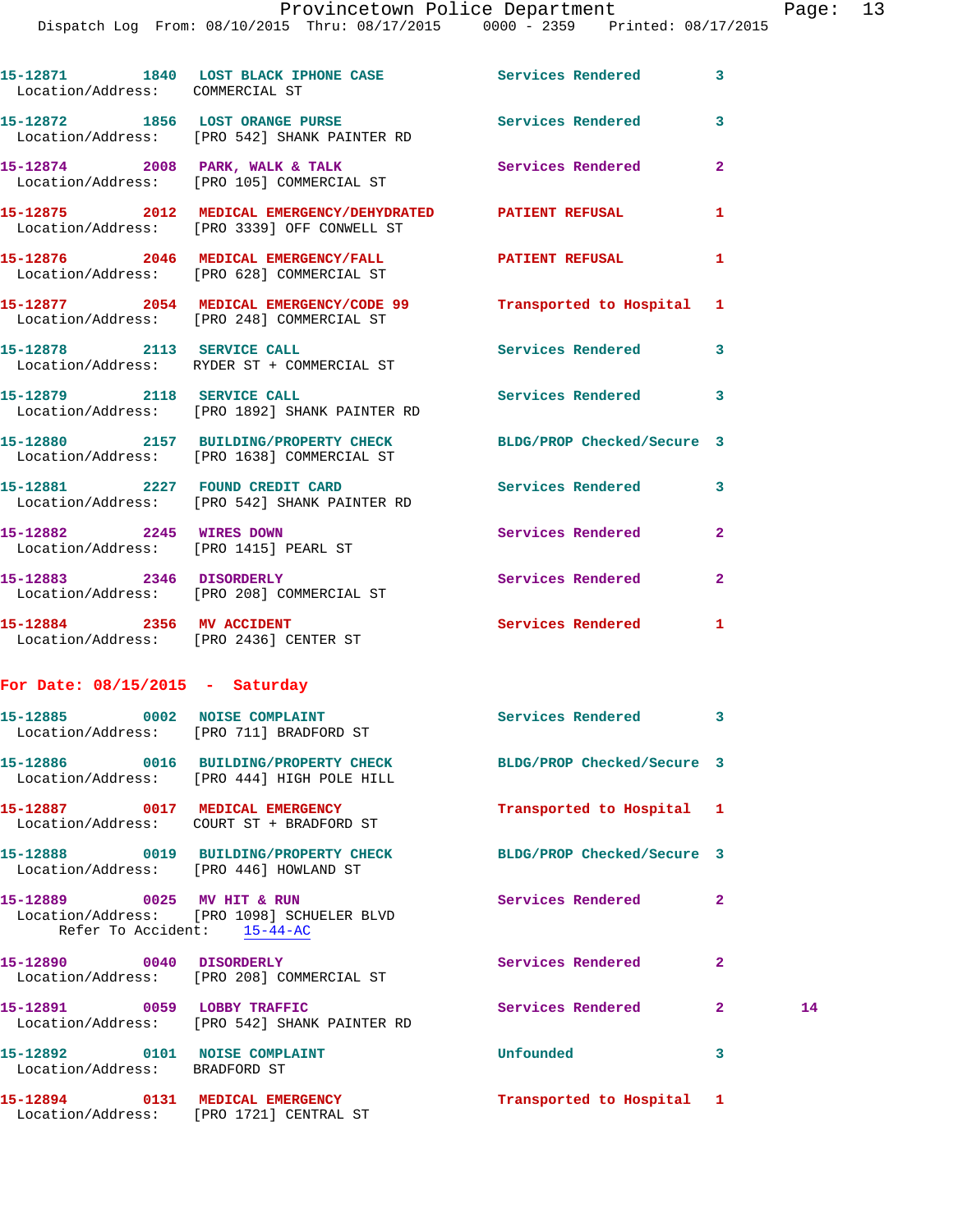| Call # | Time | Call Reason | Action | Priority | |
|---|---|---|---|---|---|
| 15-12871 | 1840 | LOST BLACK IPHONE CASE | Services Rendered | 3 | |
| Location/Address: COMMERCIAL ST | | | | | |
| 15-12872 | 1856 | LOST ORANGE PURSE | Services Rendered | 3 | |
| Location/Address: [PRO 542] SHANK PAINTER RD | | | | | |
| 15-12874 | 2008 | PARK, WALK & TALK | Services Rendered | 2 | |
| Location/Address: [PRO 105] COMMERCIAL ST | | | | | |
| 15-12875 | 2012 | MEDICAL EMERGENCY/DEHYDRATED | PATIENT REFUSAL | 1 | |
| Location/Address: [PRO 3339] OFF CONWELL ST | | | | | |
| 15-12876 | 2046 | MEDICAL EMERGENCY/FALL | PATIENT REFUSAL | 1 | |
| Location/Address: [PRO 628] COMMERCIAL ST | | | | | |
| 15-12877 | 2054 | MEDICAL EMERGENCY/CODE 99 | Transported to Hospital | 1 | |
| Location/Address: [PRO 248] COMMERCIAL ST | | | | | |
| 15-12878 | 2113 | SERVICE CALL | Services Rendered | 3 | |
| Location/Address: RYDER ST + COMMERCIAL ST | | | | | |
| 15-12879 | 2118 | SERVICE CALL | Services Rendered | 3 | |
| Location/Address: [PRO 1892] SHANK PAINTER RD | | | | | |
| 15-12880 | 2157 | BUILDING/PROPERTY CHECK | BLDG/PROP Checked/Secure | 3 | |
| Location/Address: [PRO 1638] COMMERCIAL ST | | | | | |
| 15-12881 | 2227 | FOUND CREDIT CARD | Services Rendered | 3 | |
| Location/Address: [PRO 542] SHANK PAINTER RD | | | | | |
| 15-12882 | 2245 | WIRES DOWN | Services Rendered | 2 | |
| Location/Address: [PRO 1415] PEARL ST | | | | | |
| 15-12883 | 2346 | DISORDERLY | Services Rendered | 2 | |
| Location/Address: [PRO 208] COMMERCIAL ST | | | | | |
| 15-12884 | 2356 | MV ACCIDENT | Services Rendered | 1 | |
| Location/Address: [PRO 2436] CENTER ST | | | | | |

## For Date: 08/15/2015 - Saturday

| Call # | Time | Call Reason | Action | Priority | |
|---|---|---|---|---|---|
| 15-12885 | 0002 | NOISE COMPLAINT | Services Rendered | 3 | |
| Location/Address: [PRO 711] BRADFORD ST | | | | | |
| 15-12886 | 0016 | BUILDING/PROPERTY CHECK | BLDG/PROP Checked/Secure | 3 | |
| Location/Address: [PRO 444] HIGH POLE HILL | | | | | |
| 15-12887 | 0017 | MEDICAL EMERGENCY | Transported to Hospital | 1 | |
| Location/Address: COURT ST + BRADFORD ST | | | | | |
| 15-12888 | 0019 | BUILDING/PROPERTY CHECK | BLDG/PROP Checked/Secure | 3 | |
| Location/Address: [PRO 446] HOWLAND ST | | | | | |
| 15-12889 | 0025 | MV HIT & RUN | Services Rendered | 2 | |
| Location/Address: [PRO 1098] SCHUELER BLVD | | | | | |
| Refer To Accident: 15-44-AC | | | | | |
| 15-12890 | 0040 | DISORDERLY | Services Rendered | 2 | |
| Location/Address: [PRO 208] COMMERCIAL ST | | | | | |
| 15-12891 | 0059 | LOBBY TRAFFIC | Services Rendered | 2 | 14 |
| Location/Address: [PRO 542] SHANK PAINTER RD | | | | | |
| 15-12892 | 0101 | NOISE COMPLAINT | Unfounded | 3 | |
| Location/Address: BRADFORD ST | | | | | |
| 15-12894 | 0131 | MEDICAL EMERGENCY | Transported to Hospital | 1 | |
| Location/Address: [PRO 1721] CENTRAL ST | | | | | |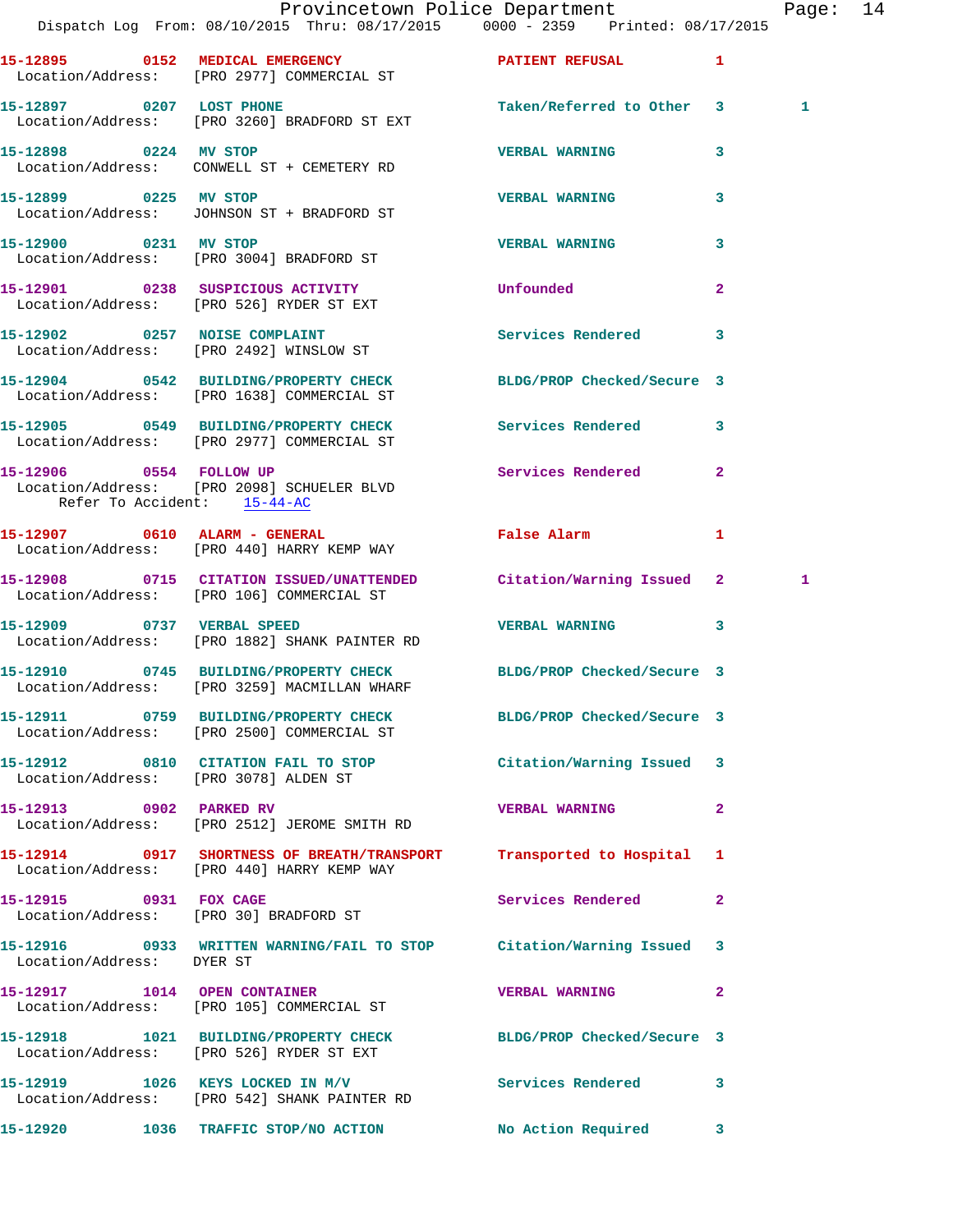15-12895 0152 MEDICAL EMERGENCY PATIENT REFUSAL 1
Location/Address: [PRO 2977] COMMERCIAL ST

15-12897 0207 LOST PHONE Taken/Referred to Other 3 1
Location/Address: [PRO 3260] BRADFORD ST EXT

15-12898 0224 MV STOP VERBAL WARNING 3
Location/Address: CONWELL ST + CEMETERY RD

15-12899 0225 MV STOP VERBAL WARNING 3
Location/Address: JOHNSON ST + BRADFORD ST

15-12900 0231 MV STOP VERBAL WARNING 3
Location/Address: [PRO 3004] BRADFORD ST

15-12901 0238 SUSPICIOUS ACTIVITY Unfounded 2
Location/Address: [PRO 526] RYDER ST EXT

15-12902 0257 NOISE COMPLAINT Services Rendered 3
Location/Address: [PRO 2492] WINSLOW ST

15-12904 0542 BUILDING/PROPERTY CHECK BLDG/PROP Checked/Secure 3
Location/Address: [PRO 1638] COMMERCIAL ST

15-12905 0549 BUILDING/PROPERTY CHECK Services Rendered 3
Location/Address: [PRO 2977] COMMERCIAL ST

15-12906 0554 FOLLOW UP Services Rendered 2
Location/Address: [PRO 2098] SCHUELER BLVD
Refer To Accident: 15-44-AC

15-12907 0610 ALARM - GENERAL False Alarm 1
Location/Address: [PRO 440] HARRY KEMP WAY

15-12908 0715 CITATION ISSUED/UNATTENDED Citation/Warning Issued 2 1
Location/Address: [PRO 106] COMMERCIAL ST

15-12909 0737 VERBAL SPEED VERBAL WARNING 3
Location/Address: [PRO 1882] SHANK PAINTER RD

15-12910 0745 BUILDING/PROPERTY CHECK BLDG/PROP Checked/Secure 3
Location/Address: [PRO 3259] MACMILLAN WHARF

15-12911 0759 BUILDING/PROPERTY CHECK BLDG/PROP Checked/Secure 3
Location/Address: [PRO 2500] COMMERCIAL ST

15-12912 0810 CITATION FAIL TO STOP Citation/Warning Issued 3
Location/Address: [PRO 3078] ALDEN ST

15-12913 0902 PARKED RV VERBAL WARNING 2
Location/Address: [PRO 2512] JEROME SMITH RD

15-12914 0917 SHORTNESS OF BREATH/TRANSPORT Transported to Hospital 1
Location/Address: [PRO 440] HARRY KEMP WAY

15-12915 0931 FOX CAGE Services Rendered 2
Location/Address: [PRO 30] BRADFORD ST

15-12916 0933 WRITTEN WARNING/FAIL TO STOP Citation/Warning Issued 3
Location/Address: DYER ST

15-12917 1014 OPEN CONTAINER VERBAL WARNING 2
Location/Address: [PRO 105] COMMERCIAL ST

15-12918 1021 BUILDING/PROPERTY CHECK BLDG/PROP Checked/Secure 3
Location/Address: [PRO 526] RYDER ST EXT

15-12919 1026 KEYS LOCKED IN M/V Services Rendered 3
Location/Address: [PRO 542] SHANK PAINTER RD

15-12920 1036 TRAFFIC STOP/NO ACTION No Action Required 3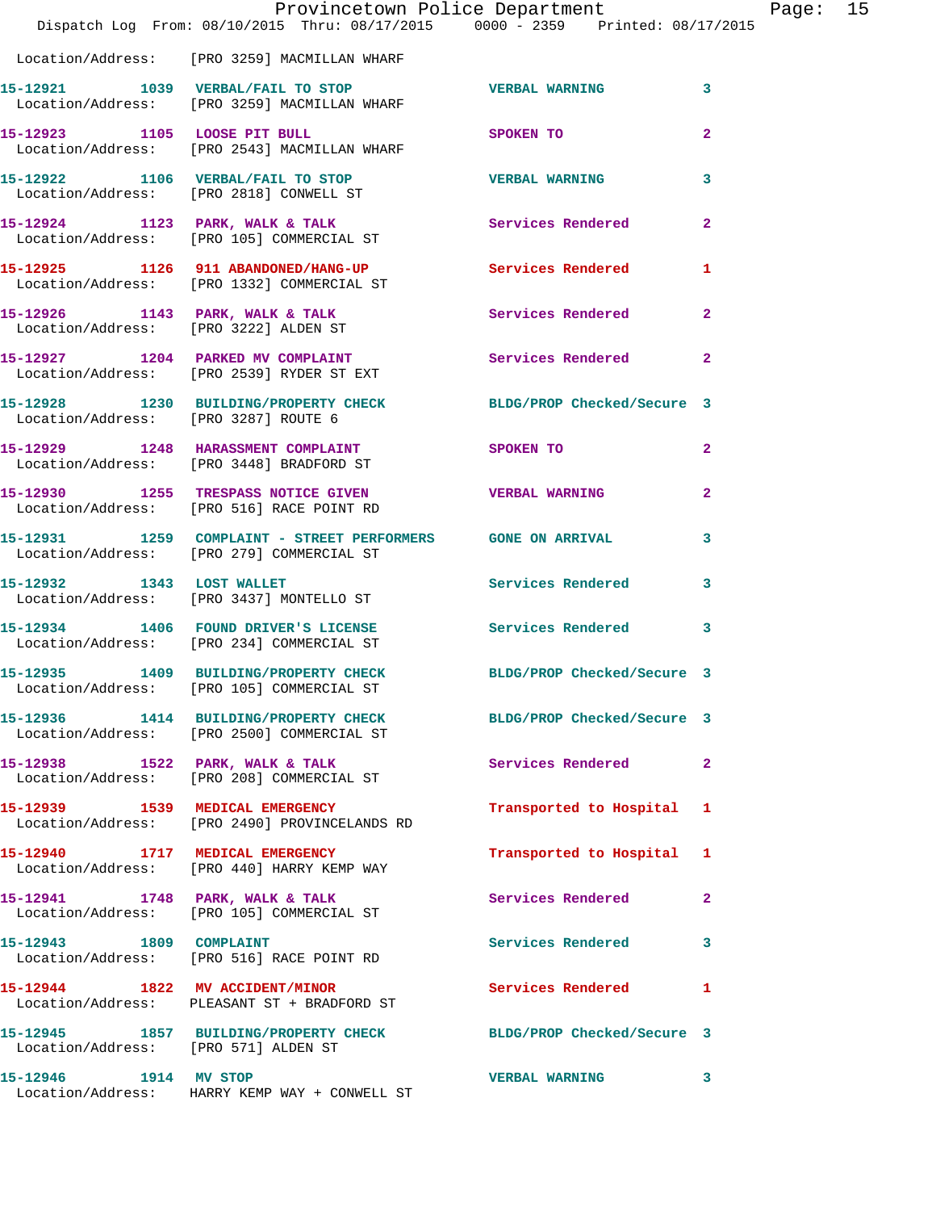Location/Address: [PRO 3259] MACMILLAN WHARF

| Call # | Time | Call Reason | Action | Priority |
|---|---|---|---|---|
| 15-12921 | 1039 | VERBAL/FAIL TO STOP | VERBAL WARNING | 3 |
| | | Location/Address: [PRO 3259] MACMILLAN WHARF | | |
| 15-12923 | 1105 | LOOSE PIT BULL | SPOKEN TO | 2 |
| | | Location/Address: [PRO 2543] MACMILLAN WHARF | | |
| 15-12922 | 1106 | VERBAL/FAIL TO STOP | VERBAL WARNING | 3 |
| | | Location/Address: [PRO 2818] CONWELL ST | | |
| 15-12924 | 1123 | PARK, WALK & TALK | Services Rendered | 2 |
| | | Location/Address: [PRO 105] COMMERCIAL ST | | |
| 15-12925 | 1126 | 911 ABANDONED/HANG-UP | Services Rendered | 1 |
| | | Location/Address: [PRO 1332] COMMERCIAL ST | | |
| 15-12926 | 1143 | PARK, WALK & TALK | Services Rendered | 2 |
| | | Location/Address: [PRO 3222] ALDEN ST | | |
| 15-12927 | 1204 | PARKED MV COMPLAINT | Services Rendered | 2 |
| | | Location/Address: [PRO 2539] RYDER ST EXT | | |
| 15-12928 | 1230 | BUILDING/PROPERTY CHECK | BLDG/PROP Checked/Secure | 3 |
| | | Location/Address: [PRO 3287] ROUTE 6 | | |
| 15-12929 | 1248 | HARASSMENT COMPLAINT | SPOKEN TO | 2 |
| | | Location/Address: [PRO 3448] BRADFORD ST | | |
| 15-12930 | 1255 | TRESPASS NOTICE GIVEN | VERBAL WARNING | 2 |
| | | Location/Address: [PRO 516] RACE POINT RD | | |
| 15-12931 | 1259 | COMPLAINT - STREET PERFORMERS | GONE ON ARRIVAL | 3 |
| | | Location/Address: [PRO 279] COMMERCIAL ST | | |
| 15-12932 | 1343 | LOST WALLET | Services Rendered | 3 |
| | | Location/Address: [PRO 3437] MONTELLO ST | | |
| 15-12934 | 1406 | FOUND DRIVER'S LICENSE | Services Rendered | 3 |
| | | Location/Address: [PRO 234] COMMERCIAL ST | | |
| 15-12935 | 1409 | BUILDING/PROPERTY CHECK | BLDG/PROP Checked/Secure | 3 |
| | | Location/Address: [PRO 105] COMMERCIAL ST | | |
| 15-12936 | 1414 | BUILDING/PROPERTY CHECK | BLDG/PROP Checked/Secure | 3 |
| | | Location/Address: [PRO 2500] COMMERCIAL ST | | |
| 15-12938 | 1522 | PARK, WALK & TALK | Services Rendered | 2 |
| | | Location/Address: [PRO 208] COMMERCIAL ST | | |
| 15-12939 | 1539 | MEDICAL EMERGENCY | Transported to Hospital | 1 |
| | | Location/Address: [PRO 2490] PROVINCELANDS RD | | |
| 15-12940 | 1717 | MEDICAL EMERGENCY | Transported to Hospital | 1 |
| | | Location/Address: [PRO 440] HARRY KEMP WAY | | |
| 15-12941 | 1748 | PARK, WALK & TALK | Services Rendered | 2 |
| | | Location/Address: [PRO 105] COMMERCIAL ST | | |
| 15-12943 | 1809 | COMPLAINT | Services Rendered | 3 |
| | | Location/Address: [PRO 516] RACE POINT RD | | |
| 15-12944 | 1822 | MV ACCIDENT/MINOR | Services Rendered | 1 |
| | | Location/Address: PLEASANT ST + BRADFORD ST | | |
| 15-12945 | 1857 | BUILDING/PROPERTY CHECK | BLDG/PROP Checked/Secure | 3 |
| | | Location/Address: [PRO 571] ALDEN ST | | |
| 15-12946 | 1914 | MV STOP | VERBAL WARNING | 3 |
| | | Location/Address: HARRY KEMP WAY + CONWELL ST | | |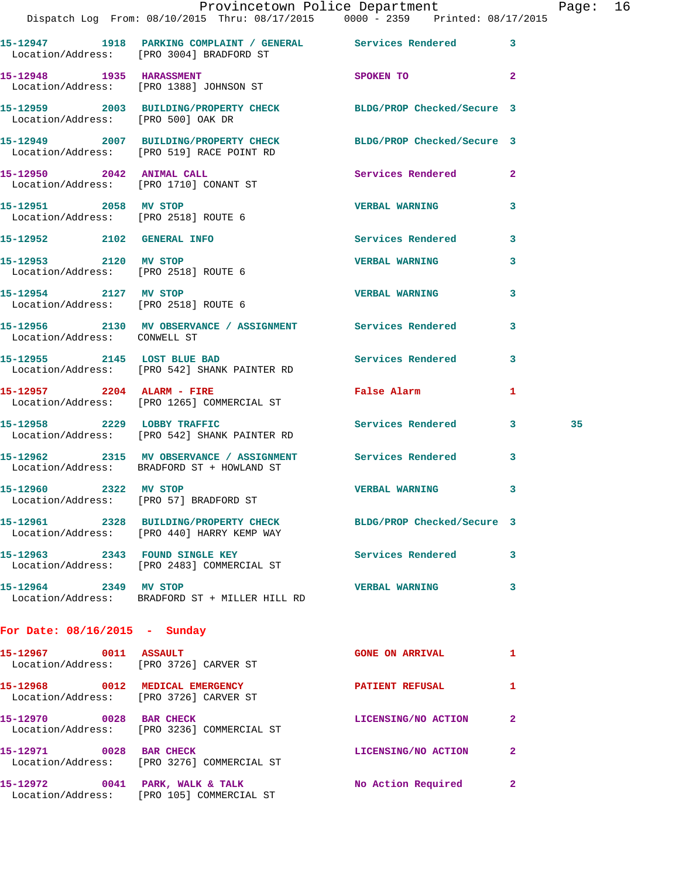15-12947 1918 PARKING COMPLAINT / GENERAL Services Rendered 3
Location/Address: [PRO 3004] BRADFORD ST

15-12948 1935 HARASSMENT SPOKEN TO 2
Location/Address: [PRO 1388] JOHNSON ST

15-12959 2003 BUILDING/PROPERTY CHECK BLDG/PROP Checked/Secure 3
Location/Address: [PRO 500] OAK DR

15-12949 2007 BUILDING/PROPERTY CHECK BLDG/PROP Checked/Secure 3
Location/Address: [PRO 519] RACE POINT RD

15-12950 2042 ANIMAL CALL Services Rendered 2
Location/Address: [PRO 1710] CONANT ST

15-12951 2058 MV STOP VERBAL WARNING 3
Location/Address: [PRO 2518] ROUTE 6

15-12952 2102 GENERAL INFO Services Rendered 3

15-12953 2120 MV STOP VERBAL WARNING 3
Location/Address: [PRO 2518] ROUTE 6

15-12954 2127 MV STOP VERBAL WARNING 3
Location/Address: [PRO 2518] ROUTE 6

15-12956 2130 MV OBSERVANCE / ASSIGNMENT Services Rendered 3
Location/Address: CONWELL ST

15-12955 2145 LOST BLUE BAD Services Rendered 3
Location/Address: [PRO 542] SHANK PAINTER RD

15-12957 2204 ALARM - FIRE False Alarm 1
Location/Address: [PRO 1265] COMMERCIAL ST

15-12958 2229 LOBBY TRAFFIC Services Rendered 3 35
Location/Address: [PRO 542] SHANK PAINTER RD

15-12962 2315 MV OBSERVANCE / ASSIGNMENT Services Rendered 3
Location/Address: BRADFORD ST + HOWLAND ST

15-12960 2322 MV STOP VERBAL WARNING 3
Location/Address: [PRO 57] BRADFORD ST

15-12961 2328 BUILDING/PROPERTY CHECK BLDG/PROP Checked/Secure 3
Location/Address: [PRO 440] HARRY KEMP WAY

15-12963 2343 FOUND SINGLE KEY Services Rendered 3
Location/Address: [PRO 2483] COMMERCIAL ST

15-12964 2349 MV STOP VERBAL WARNING 3
Location/Address: BRADFORD ST + MILLER HILL RD

## For Date: 08/16/2015 - Sunday

15-12967 0011 ASSAULT GONE ON ARRIVAL 1
Location/Address: [PRO 3726] CARVER ST

15-12968 0012 MEDICAL EMERGENCY PATIENT REFUSAL 1
Location/Address: [PRO 3726] CARVER ST

15-12970 0028 BAR CHECK LICENSING/NO ACTION 2
Location/Address: [PRO 3236] COMMERCIAL ST

15-12971 0028 BAR CHECK LICENSING/NO ACTION 2
Location/Address: [PRO 3276] COMMERCIAL ST

15-12972 0041 PARK, WALK & TALK No Action Required 2
Location/Address: [PRO 105] COMMERCIAL ST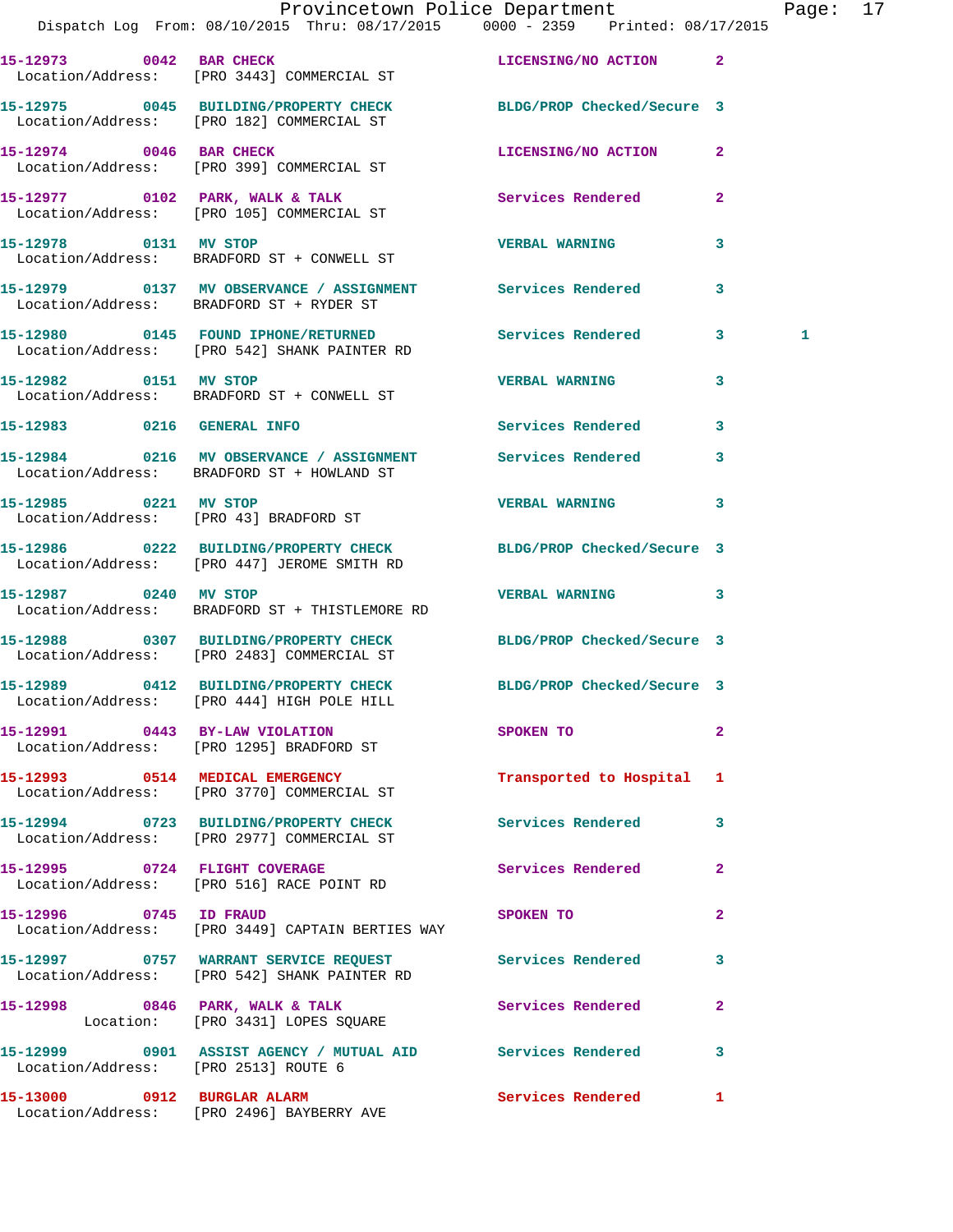15-12973 0042 BAR CHECK LICENSING/NO ACTION 2
Location/Address: [PRO 3443] COMMERCIAL ST

15-12975 0045 BUILDING/PROPERTY CHECK BLDG/PROP Checked/Secure 3
Location/Address: [PRO 182] COMMERCIAL ST

15-12974 0046 BAR CHECK LICENSING/NO ACTION 2
Location/Address: [PRO 399] COMMERCIAL ST

15-12977 0102 PARK, WALK & TALK Services Rendered 2
Location/Address: [PRO 105] COMMERCIAL ST

15-12978 0131 MV STOP VERBAL WARNING 3
Location/Address: BRADFORD ST + CONWELL ST

15-12979 0137 MV OBSERVANCE / ASSIGNMENT Services Rendered 3
Location/Address: BRADFORD ST + RYDER ST

15-12980 0145 FOUND IPHONE/RETURNED Services Rendered 3 1
Location/Address: [PRO 542] SHANK PAINTER RD

15-12982 0151 MV STOP VERBAL WARNING 3
Location/Address: BRADFORD ST + CONWELL ST

15-12983 0216 GENERAL INFO Services Rendered 3

15-12984 0216 MV OBSERVANCE / ASSIGNMENT Services Rendered 3
Location/Address: BRADFORD ST + HOWLAND ST

15-12985 0221 MV STOP VERBAL WARNING 3
Location/Address: [PRO 43] BRADFORD ST

15-12986 0222 BUILDING/PROPERTY CHECK BLDG/PROP Checked/Secure 3
Location/Address: [PRO 447] JEROME SMITH RD

15-12987 0240 MV STOP VERBAL WARNING 3
Location/Address: BRADFORD ST + THISTLEMORE RD

15-12988 0307 BUILDING/PROPERTY CHECK BLDG/PROP Checked/Secure 3
Location/Address: [PRO 2483] COMMERCIAL ST

15-12989 0412 BUILDING/PROPERTY CHECK BLDG/PROP Checked/Secure 3
Location/Address: [PRO 444] HIGH POLE HILL

15-12991 0443 BY-LAW VIOLATION SPOKEN TO 2
Location/Address: [PRO 1295] BRADFORD ST

15-12993 0514 MEDICAL EMERGENCY Transported to Hospital 1
Location/Address: [PRO 3770] COMMERCIAL ST

15-12994 0723 BUILDING/PROPERTY CHECK Services Rendered 3
Location/Address: [PRO 2977] COMMERCIAL ST

15-12995 0724 FLIGHT COVERAGE Services Rendered 2
Location/Address: [PRO 516] RACE POINT RD

15-12996 0745 ID FRAUD SPOKEN TO 2
Location/Address: [PRO 3449] CAPTAIN BERTIES WAY

15-12997 0757 WARRANT SERVICE REQUEST Services Rendered 3
Location/Address: [PRO 542] SHANK PAINTER RD

15-12998 0846 PARK, WALK & TALK Services Rendered 2
Location: [PRO 3431] LOPES SQUARE

15-12999 0901 ASSIST AGENCY / MUTUAL AID Services Rendered 3
Location/Address: [PRO 2513] ROUTE 6

15-13000 0912 BURGLAR ALARM Services Rendered 1
Location/Address: [PRO 2496] BAYBERRY AVE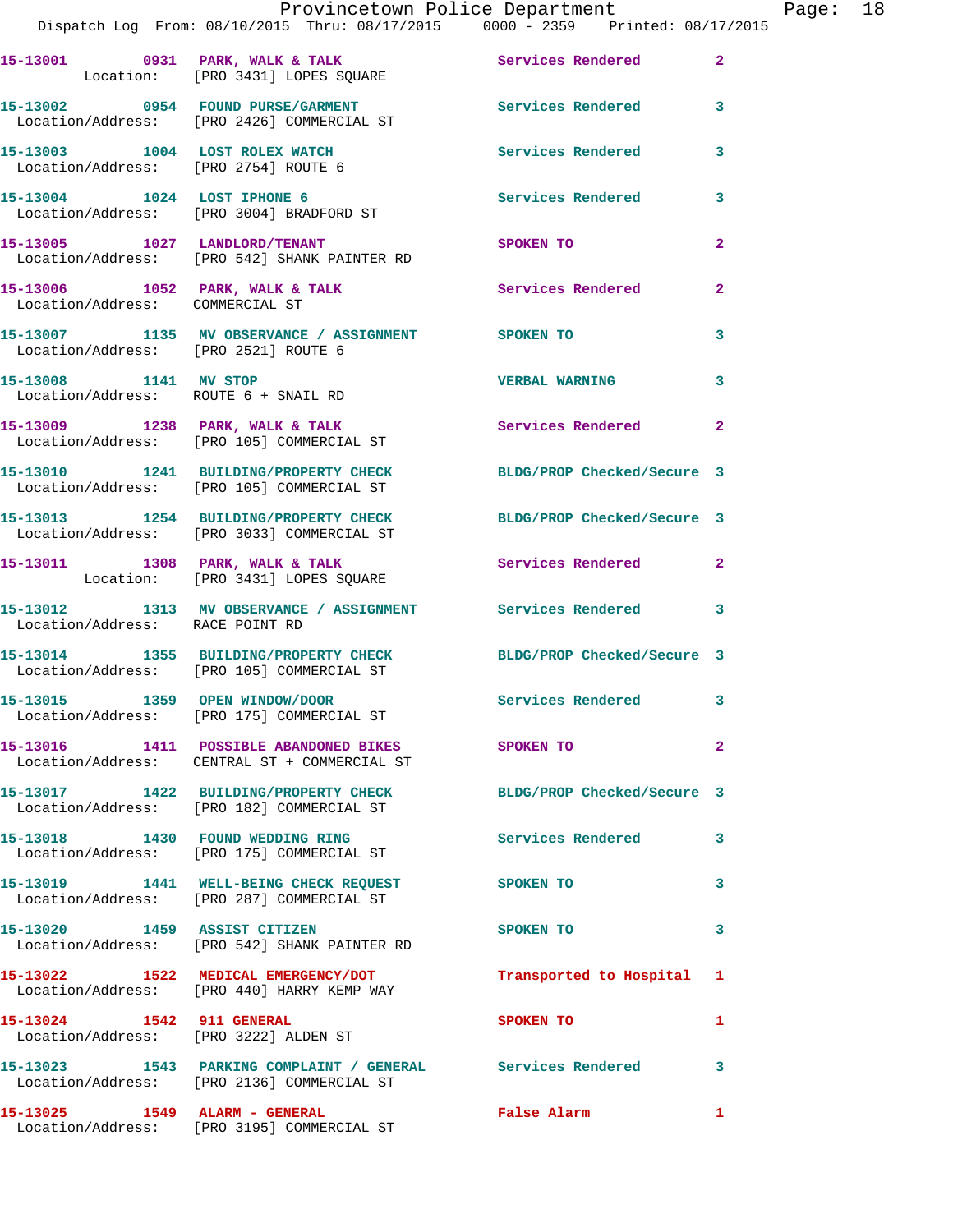15-13001 0931 PARK, WALK & TALK Services Rendered 2
Location: [PRO 3431] LOPES SQUARE

15-13002 0954 FOUND PURSE/GARMENT Services Rendered 3
Location/Address: [PRO 2426] COMMERCIAL ST

15-13003 1004 LOST ROLEX WATCH Services Rendered 3
Location/Address: [PRO 2754] ROUTE 6

15-13004 1024 LOST IPHONE 6 Services Rendered 3
Location/Address: [PRO 3004] BRADFORD ST

15-13005 1027 LANDLORD/TENANT SPOKEN TO 2
Location/Address: [PRO 542] SHANK PAINTER RD

15-13006 1052 PARK, WALK & TALK Services Rendered 2
Location/Address: COMMERCIAL ST

15-13007 1135 MV OBSERVANCE / ASSIGNMENT SPOKEN TO 3
Location/Address: [PRO 2521] ROUTE 6

15-13008 1141 MV STOP VERBAL WARNING 3
Location/Address: ROUTE 6 + SNAIL RD

15-13009 1238 PARK, WALK & TALK Services Rendered 2
Location/Address: [PRO 105] COMMERCIAL ST

15-13010 1241 BUILDING/PROPERTY CHECK BLDG/PROP Checked/Secure 3
Location/Address: [PRO 105] COMMERCIAL ST

15-13013 1254 BUILDING/PROPERTY CHECK BLDG/PROP Checked/Secure 3
Location/Address: [PRO 3033] COMMERCIAL ST

15-13011 1308 PARK, WALK & TALK Services Rendered 2
Location: [PRO 3431] LOPES SQUARE

15-13012 1313 MV OBSERVANCE / ASSIGNMENT Services Rendered 3
Location/Address: RACE POINT RD

15-13014 1355 BUILDING/PROPERTY CHECK BLDG/PROP Checked/Secure 3
Location/Address: [PRO 105] COMMERCIAL ST

15-13015 1359 OPEN WINDOW/DOOR Services Rendered 3
Location/Address: [PRO 175] COMMERCIAL ST

15-13016 1411 POSSIBLE ABANDONED BIKES SPOKEN TO 2
Location/Address: CENTRAL ST + COMMERCIAL ST

15-13017 1422 BUILDING/PROPERTY CHECK BLDG/PROP Checked/Secure 3
Location/Address: [PRO 182] COMMERCIAL ST

15-13018 1430 FOUND WEDDING RING Services Rendered 3
Location/Address: [PRO 175] COMMERCIAL ST

15-13019 1441 WELL-BEING CHECK REQUEST SPOKEN TO 3
Location/Address: [PRO 287] COMMERCIAL ST

15-13020 1459 ASSIST CITIZEN SPOKEN TO 3
Location/Address: [PRO 542] SHANK PAINTER RD

15-13022 1522 MEDICAL EMERGENCY/DOT Transported to Hospital 1
Location/Address: [PRO 440] HARRY KEMP WAY

15-13024 1542 911 GENERAL SPOKEN TO 1
Location/Address: [PRO 3222] ALDEN ST

15-13023 1543 PARKING COMPLAINT / GENERAL Services Rendered 3
Location/Address: [PRO 2136] COMMERCIAL ST

15-13025 1549 ALARM - GENERAL False Alarm 1
Location/Address: [PRO 3195] COMMERCIAL ST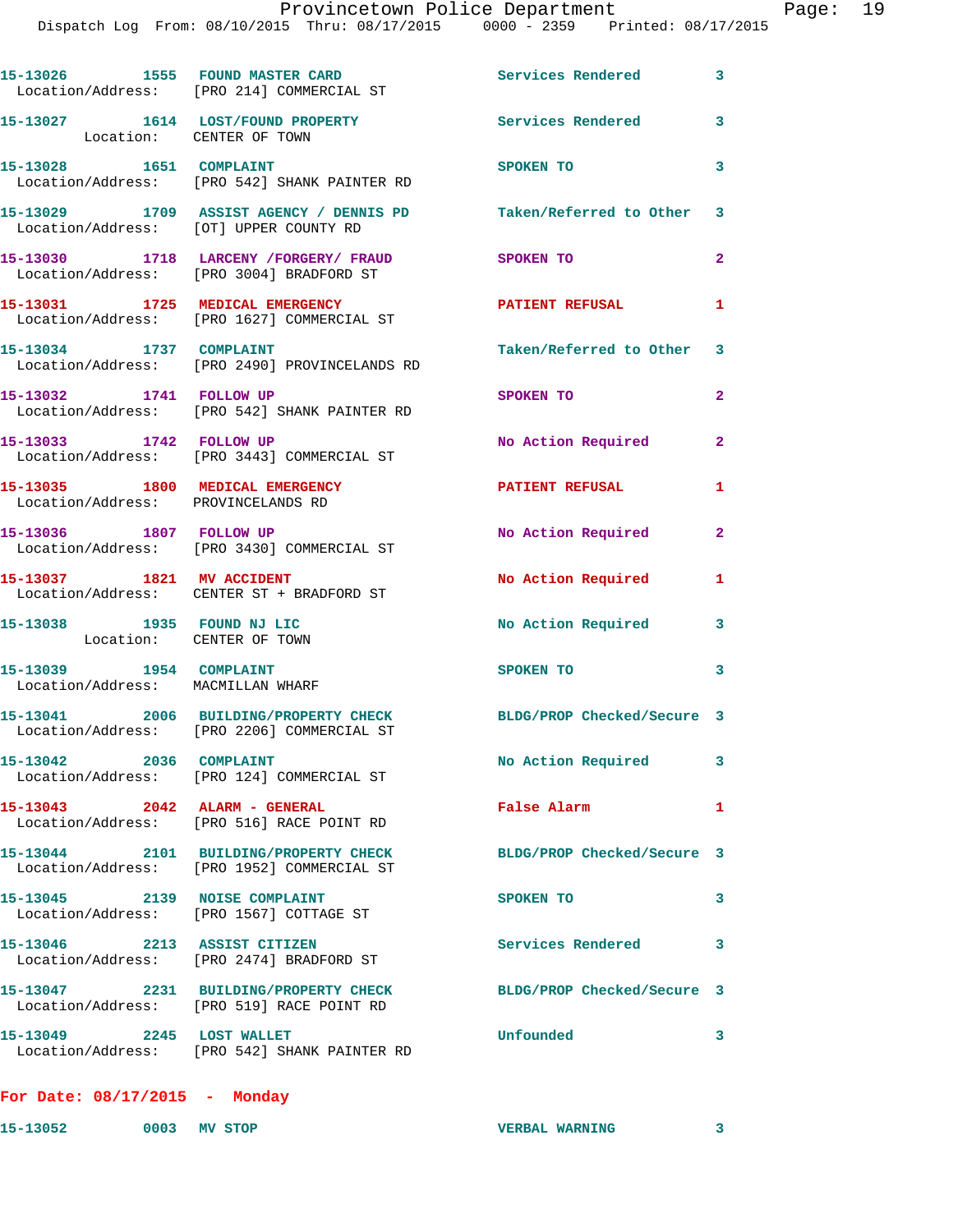15-13026 1555 FOUND MASTER CARD Services Rendered 3
Location/Address: [PRO 214] COMMERCIAL ST

15-13027 1614 LOST/FOUND PROPERTY Services Rendered 3
Location: CENTER OF TOWN

15-13028 1651 COMPLAINT SPOKEN TO 3
Location/Address: [PRO 542] SHANK PAINTER RD

15-13029 1709 ASSIST AGENCY / DENNIS PD Taken/Referred to Other 3
Location/Address: [OT] UPPER COUNTY RD

15-13030 1718 LARCENY /FORGERY/ FRAUD SPOKEN TO 2
Location/Address: [PRO 3004] BRADFORD ST

15-13031 1725 MEDICAL EMERGENCY PATIENT REFUSAL 1
Location/Address: [PRO 1627] COMMERCIAL ST

15-13034 1737 COMPLAINT Taken/Referred to Other 3
Location/Address: [PRO 2490] PROVINCELANDS RD

15-13032 1741 FOLLOW UP SPOKEN TO 2
Location/Address: [PRO 542] SHANK PAINTER RD

15-13033 1742 FOLLOW UP No Action Required 2
Location/Address: [PRO 3443] COMMERCIAL ST

15-13035 1800 MEDICAL EMERGENCY PATIENT REFUSAL 1
Location/Address: PROVINCELANDS RD

15-13036 1807 FOLLOW UP No Action Required 2
Location/Address: [PRO 3430] COMMERCIAL ST

15-13037 1821 MV ACCIDENT No Action Required 1
Location/Address: CENTER ST + BRADFORD ST

15-13038 1935 FOUND NJ LIC No Action Required 3
Location: CENTER OF TOWN

15-13039 1954 COMPLAINT SPOKEN TO 3
Location/Address: MACMILLAN WHARF

15-13041 2006 BUILDING/PROPERTY CHECK BLDG/PROP Checked/Secure 3
Location/Address: [PRO 2206] COMMERCIAL ST

15-13042 2036 COMPLAINT No Action Required 3
Location/Address: [PRO 124] COMMERCIAL ST

15-13043 2042 ALARM - GENERAL False Alarm 1
Location/Address: [PRO 516] RACE POINT RD

15-13044 2101 BUILDING/PROPERTY CHECK BLDG/PROP Checked/Secure 3
Location/Address: [PRO 1952] COMMERCIAL ST

15-13045 2139 NOISE COMPLAINT SPOKEN TO 3
Location/Address: [PRO 1567] COTTAGE ST

15-13046 2213 ASSIST CITIZEN Services Rendered 3
Location/Address: [PRO 2474] BRADFORD ST

15-13047 2231 BUILDING/PROPERTY CHECK BLDG/PROP Checked/Secure 3
Location/Address: [PRO 519] RACE POINT RD

15-13049 2245 LOST WALLET Unfounded 3
Location/Address: [PRO 542] SHANK PAINTER RD

**For Date: 08/17/2015 - Monday**

15-13052 0003 MV STOP VERBAL WARNING 3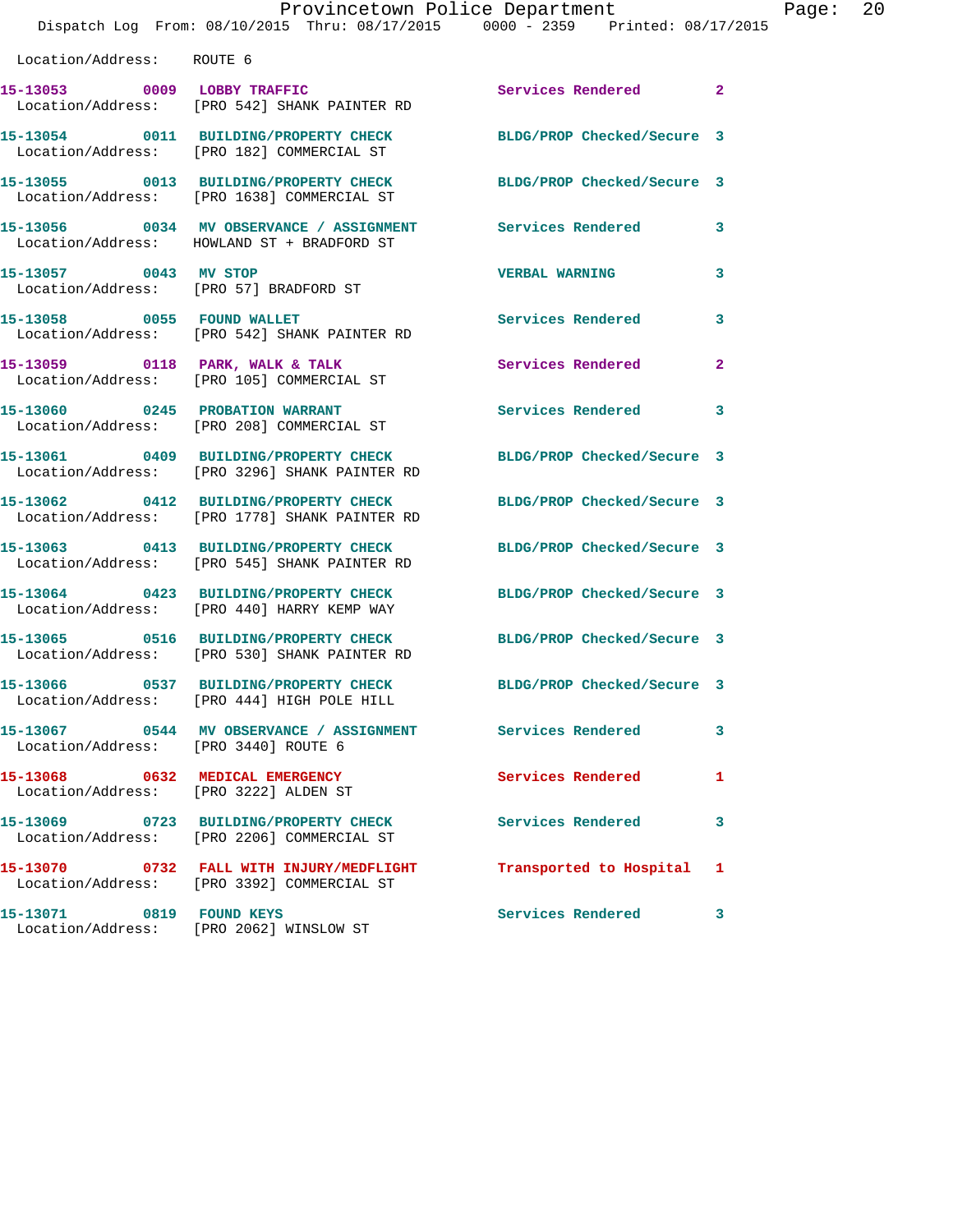Location/Address: ROUTE 6

**15-13053 0009 LOBBY TRAFFIC** Services Rendered 2
Location/Address: [PRO 542] SHANK PAINTER RD

**15-13054 0011 BUILDING/PROPERTY CHECK** BLDG/PROP Checked/Secure 3
Location/Address: [PRO 182] COMMERCIAL ST

**15-13055 0013 BUILDING/PROPERTY CHECK** BLDG/PROP Checked/Secure 3
Location/Address: [PRO 1638] COMMERCIAL ST

**15-13056 0034 MV OBSERVANCE / ASSIGNMENT** Services Rendered 3
Location/Address: HOWLAND ST + BRADFORD ST

**15-13057 0043 MV STOP** VERBAL WARNING 3
Location/Address: [PRO 57] BRADFORD ST

**15-13058 0055 FOUND WALLET** Services Rendered 3
Location/Address: [PRO 542] SHANK PAINTER RD

**15-13059 0118 PARK, WALK & TALK** Services Rendered 2
Location/Address: [PRO 105] COMMERCIAL ST

**15-13060 0245 PROBATION WARRANT** Services Rendered 3
Location/Address: [PRO 208] COMMERCIAL ST

**15-13061 0409 BUILDING/PROPERTY CHECK** BLDG/PROP Checked/Secure 3
Location/Address: [PRO 3296] SHANK PAINTER RD

**15-13062 0412 BUILDING/PROPERTY CHECK** BLDG/PROP Checked/Secure 3
Location/Address: [PRO 1778] SHANK PAINTER RD

**15-13063 0413 BUILDING/PROPERTY CHECK** BLDG/PROP Checked/Secure 3
Location/Address: [PRO 545] SHANK PAINTER RD

**15-13064 0423 BUILDING/PROPERTY CHECK** BLDG/PROP Checked/Secure 3
Location/Address: [PRO 440] HARRY KEMP WAY

**15-13065 0516 BUILDING/PROPERTY CHECK** BLDG/PROP Checked/Secure 3
Location/Address: [PRO 530] SHANK PAINTER RD

**15-13066 0537 BUILDING/PROPERTY CHECK** BLDG/PROP Checked/Secure 3
Location/Address: [PRO 444] HIGH POLE HILL

**15-13067 0544 MV OBSERVANCE / ASSIGNMENT** Services Rendered 3
Location/Address: [PRO 3440] ROUTE 6

**15-13068 0632 MEDICAL EMERGENCY** Services Rendered 1
Location/Address: [PRO 3222] ALDEN ST

**15-13069 0723 BUILDING/PROPERTY CHECK** Services Rendered 3
Location/Address: [PRO 2206] COMMERCIAL ST

**15-13070 0732 FALL WITH INJURY/MEDFLIGHT** Transported to Hospital 1
Location/Address: [PRO 3392] COMMERCIAL ST

**15-13071 0819 FOUND KEYS** Services Rendered 3
Location/Address: [PRO 2062] WINSLOW ST